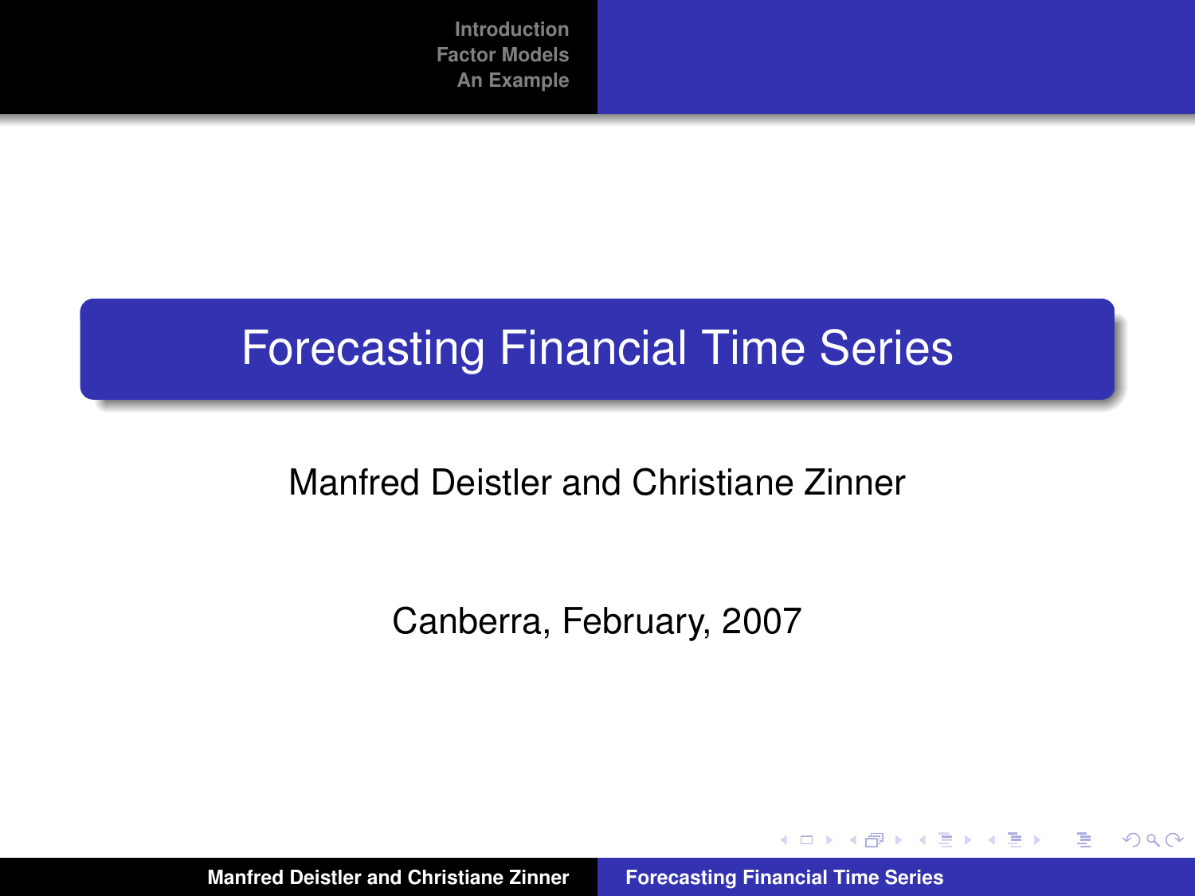# Forecasting Financial Time Series

Manfred Deistler and Christiane Zinner

Canberra, February, 2007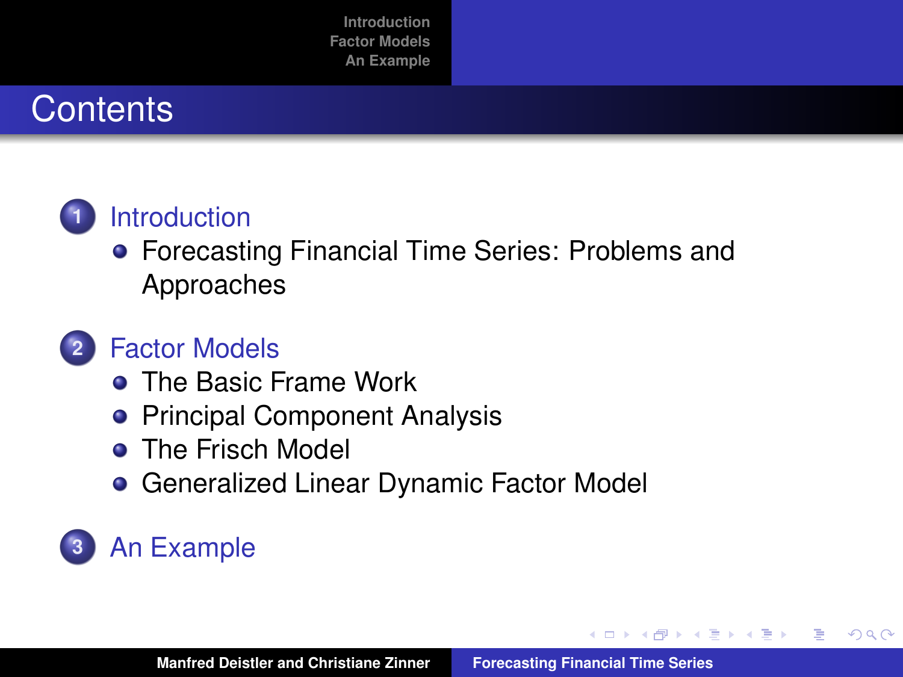# Contents

1. Introduction
   - Forecasting Financial Time Series: Problems and Approaches

2. Factor Models
   - The Basic Frame Work
   - Principal Component Analysis
   - The Frisch Model
   - Generalized Linear Dynamic Factor Model

3. An Example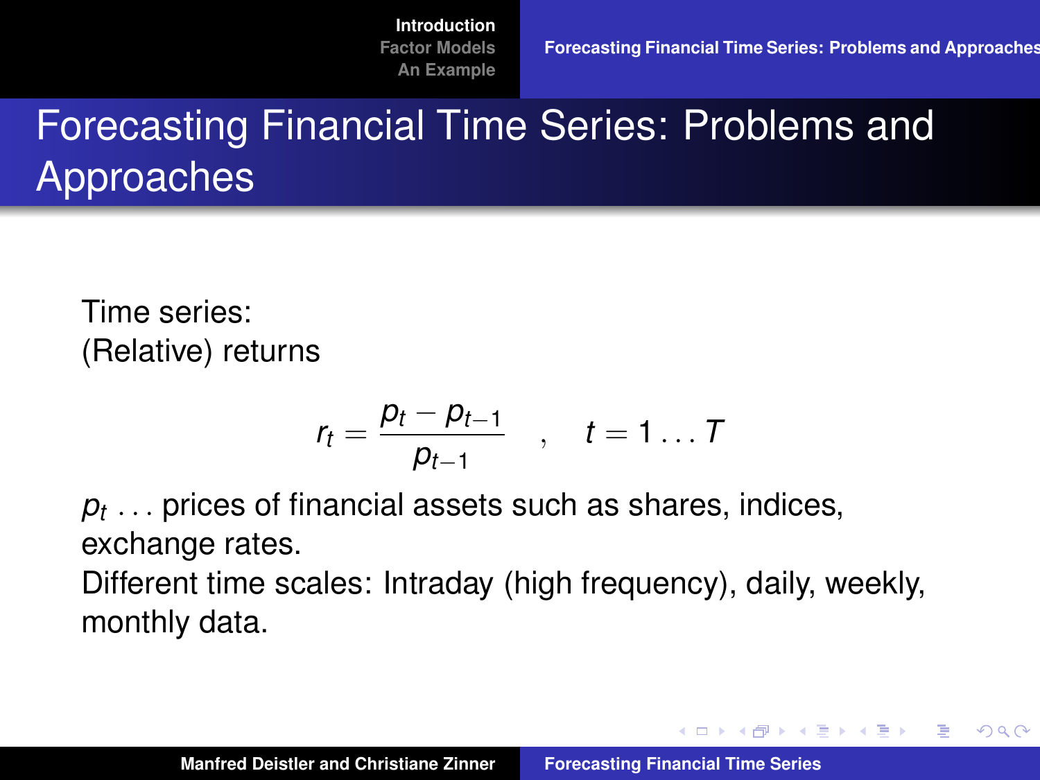# Forecasting Financial Time Series: Problems and Approaches

Time series:
(Relative) returns

$$r_t = \frac{p_t - p_{t-1}}{p_{t-1}} \quad , \quad t = 1 \dots T$$

$p_t$ ... prices of financial assets such as shares, indices, exchange rates.
Different time scales: Intraday (high frequency), daily, weekly, monthly data.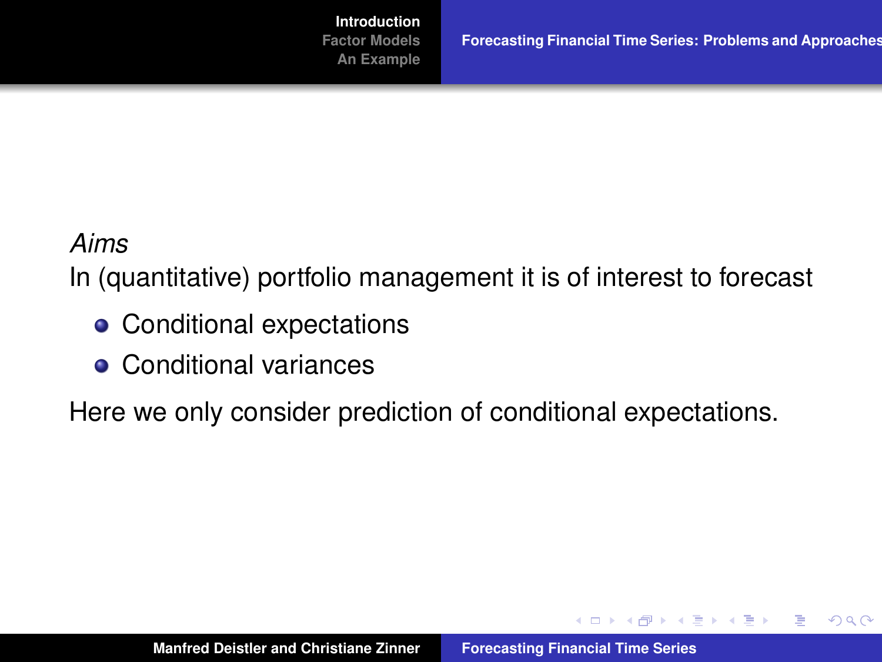*Aims*

In (quantitative) portfolio management it is of interest to forecast

- Conditional expectations
- Conditional variances

Here we only consider prediction of conditional expectations.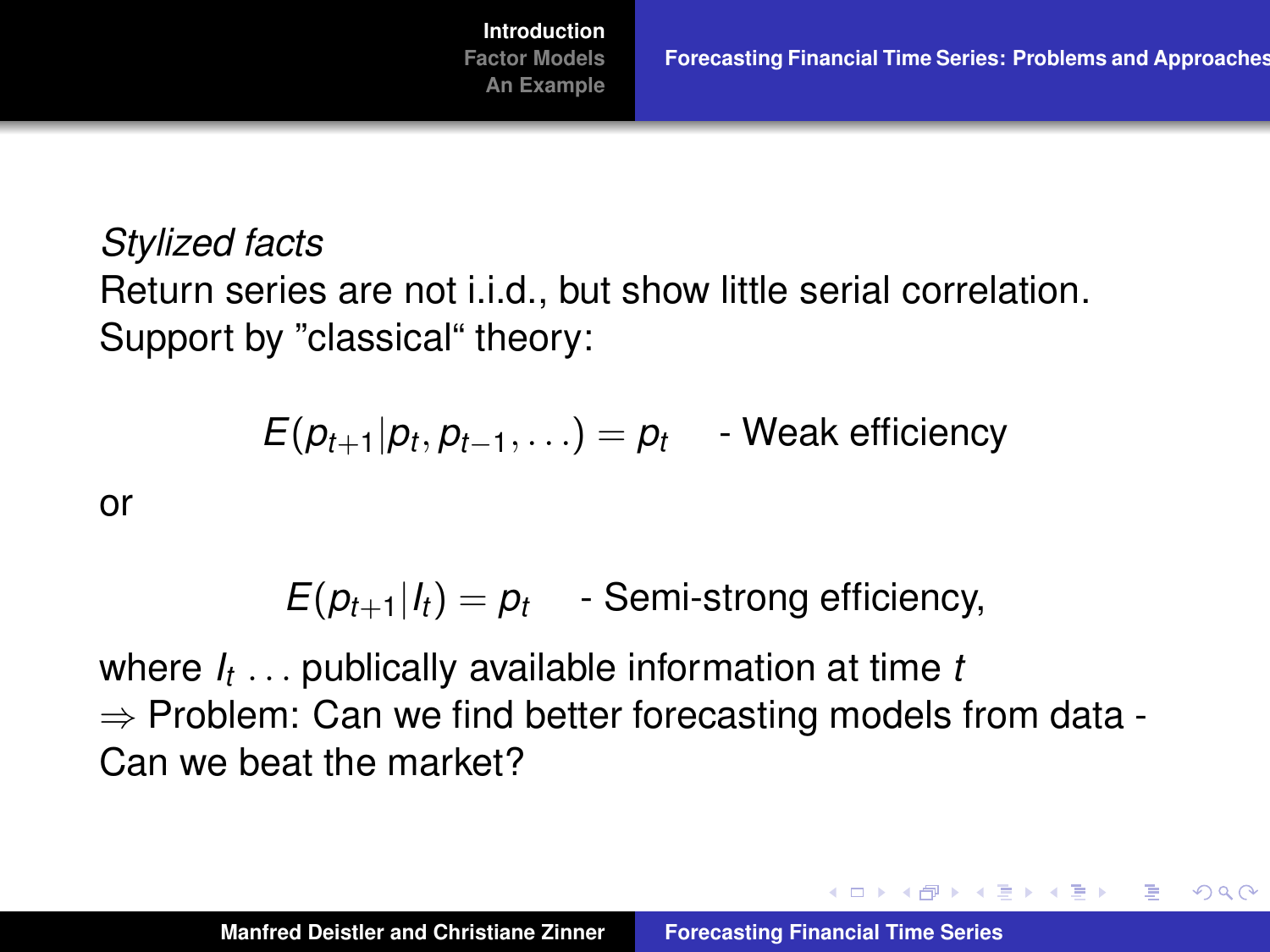*Stylized facts*

Return series are not i.i.d., but show little serial correlation.
Support by "classical" theory:

$$E(p_{t+1}|p_t, p_{t-1}, \ldots) = p_t \quad \text{- Weak efficiency}$$

or

$$E(p_{t+1}|I_t) = p_t \quad \text{- Semi-strong efficiency,}$$

where $I_t$ ... publically available information at time $t$

$\Rightarrow$ Problem: Can we find better forecasting models from data - Can we beat the market?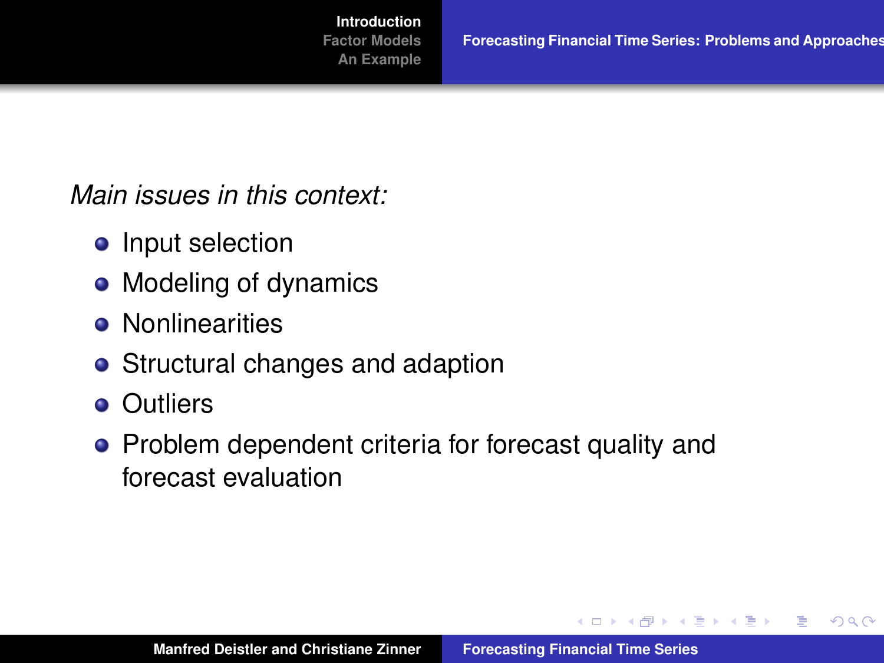*Main issues in this context:*

- Input selection
- Modeling of dynamics
- Nonlinearities
- Structural changes and adaption
- Outliers
- Problem dependent criteria for forecast quality and forecast evaluation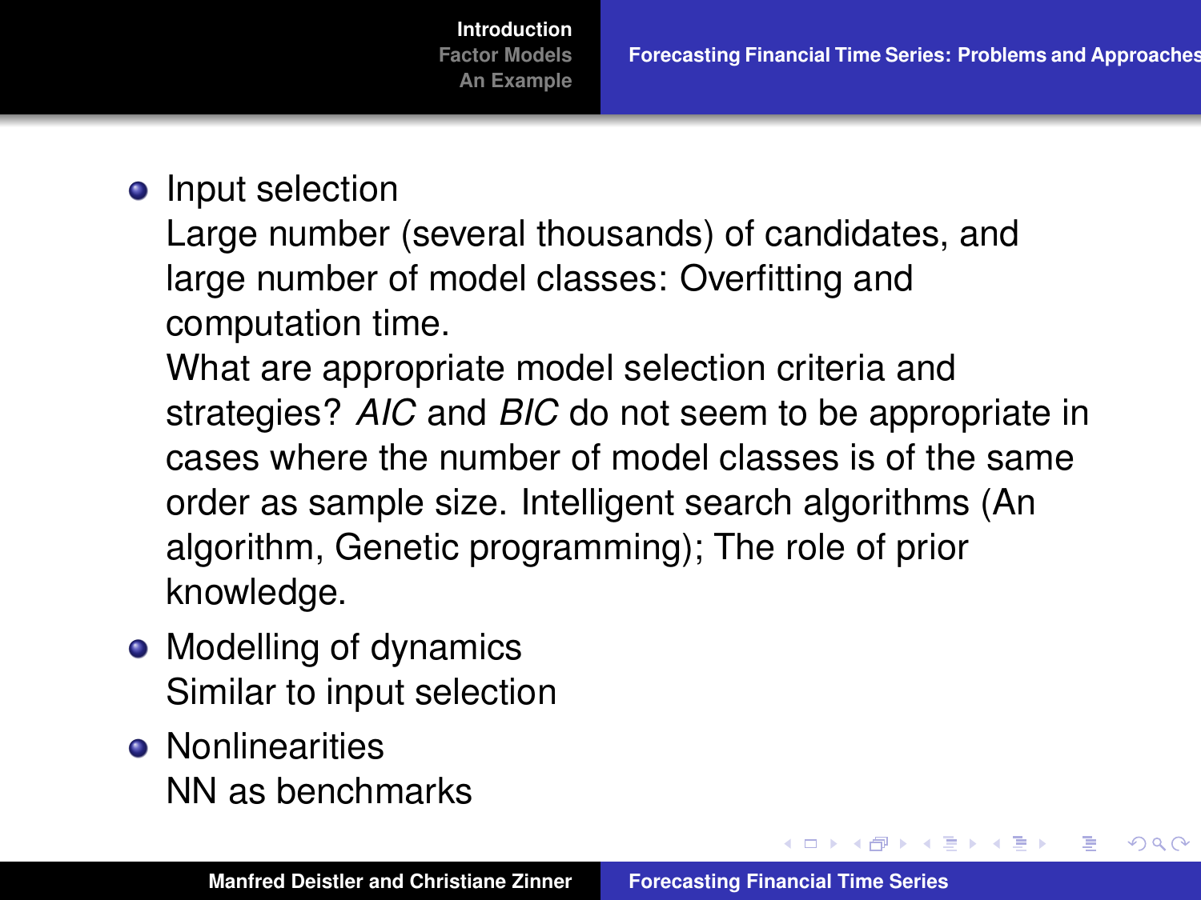- Input selection
  Large number (several thousands) of candidates, and large number of model classes: Overfitting and computation time.
  What are appropriate model selection criteria and strategies? *AIC* and *BIC* do not seem to be appropriate in cases where the number of model classes is of the same order as sample size. Intelligent search algorithms (An algorithm, Genetic programming); The role of prior knowledge.
- Modelling of dynamics
  Similar to input selection
- Nonlinearities
  NN as benchmarks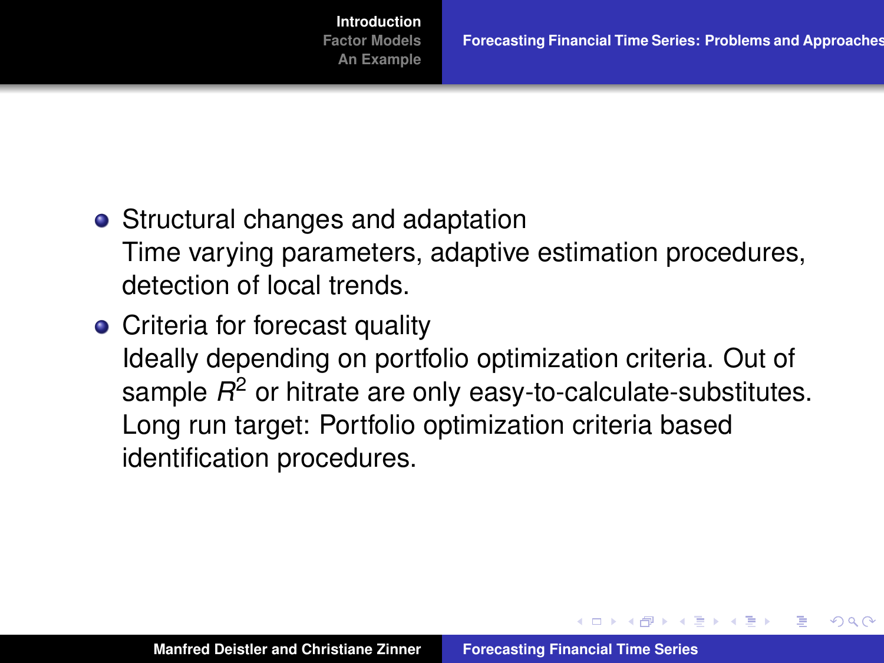- Structural changes and adaptation
  Time varying parameters, adaptive estimation procedures, detection of local trends.
- Criteria for forecast quality
  Ideally depending on portfolio optimization criteria. Out of sample $R^2$ or hitrate are only easy-to-calculate-substitutes. Long run target: Portfolio optimization criteria based identification procedures.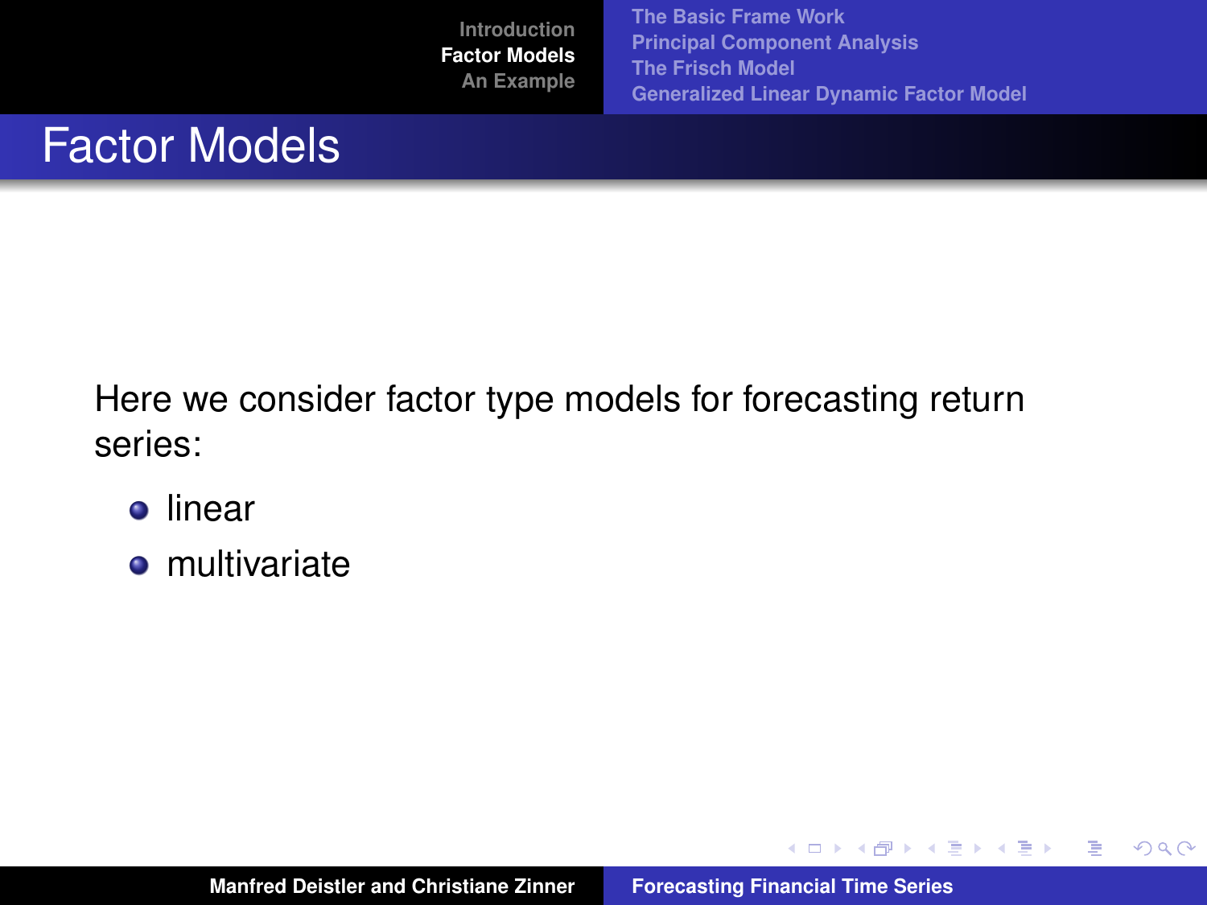# Factor Models

Here we consider factor type models for forecasting return series:

- linear
- multivariate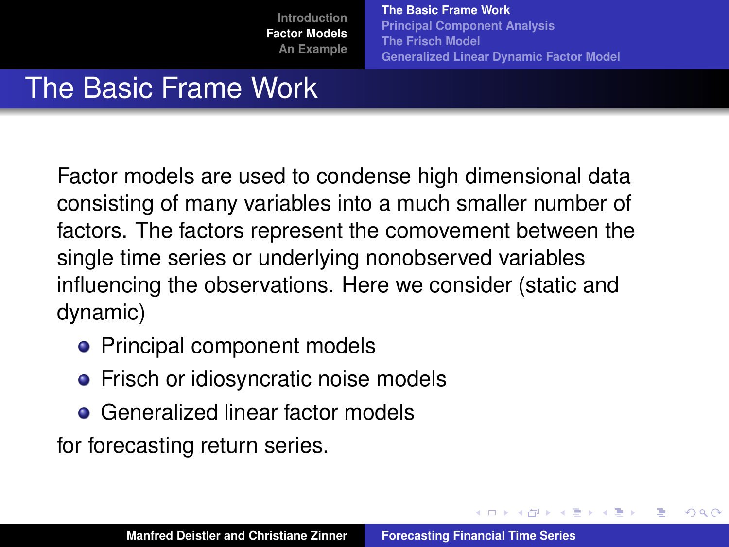# The Basic Frame Work

Factor models are used to condense high dimensional data consisting of many variables into a much smaller number of factors. The factors represent the comovement between the single time series or underlying nonobserved variables influencing the observations. Here we consider (static and dynamic)

- Principal component models
- Frisch or idiosyncratic noise models
- Generalized linear factor models

for forecasting return series.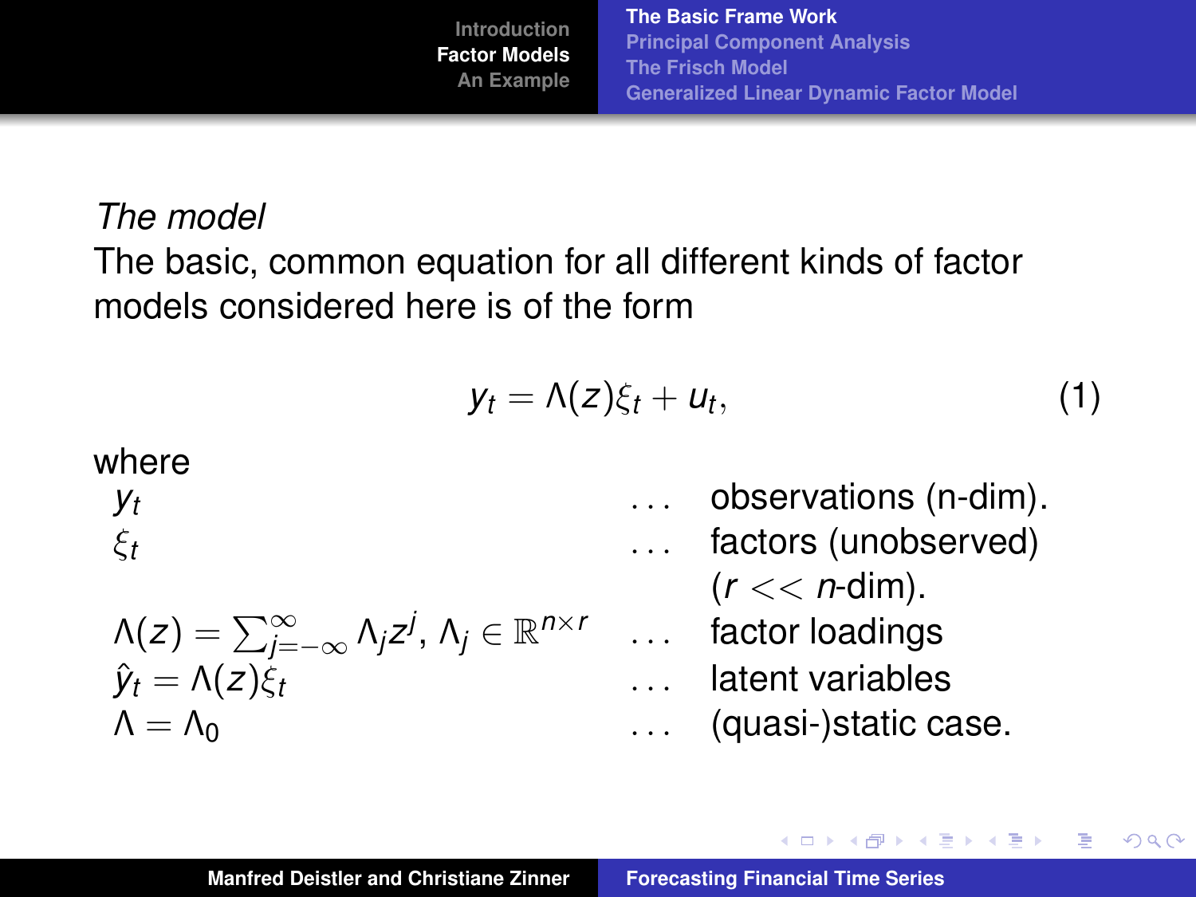*The model*

The basic, common equation for all different kinds of factor models considered here is of the form

$$y_t = \Lambda(z)\xi_t + u_t, \tag{1}$$

where

| | | |
|---|---|---|
| $y_t$ | ... | observations (n-dim). |
| $\xi_t$ | ... | factors (unobserved) ($r << n$-dim). |
| $\Lambda(z) = \sum_{j=-\infty}^{\infty} \Lambda_j z^j$, $\Lambda_j \in \mathbb{R}^{n \times r}$ | ... | factor loadings |
| $\hat{y}_t = \Lambda(z)\xi_t$ | ... | latent variables |
| $\Lambda = \Lambda_0$ | ... | (quasi-)static case. |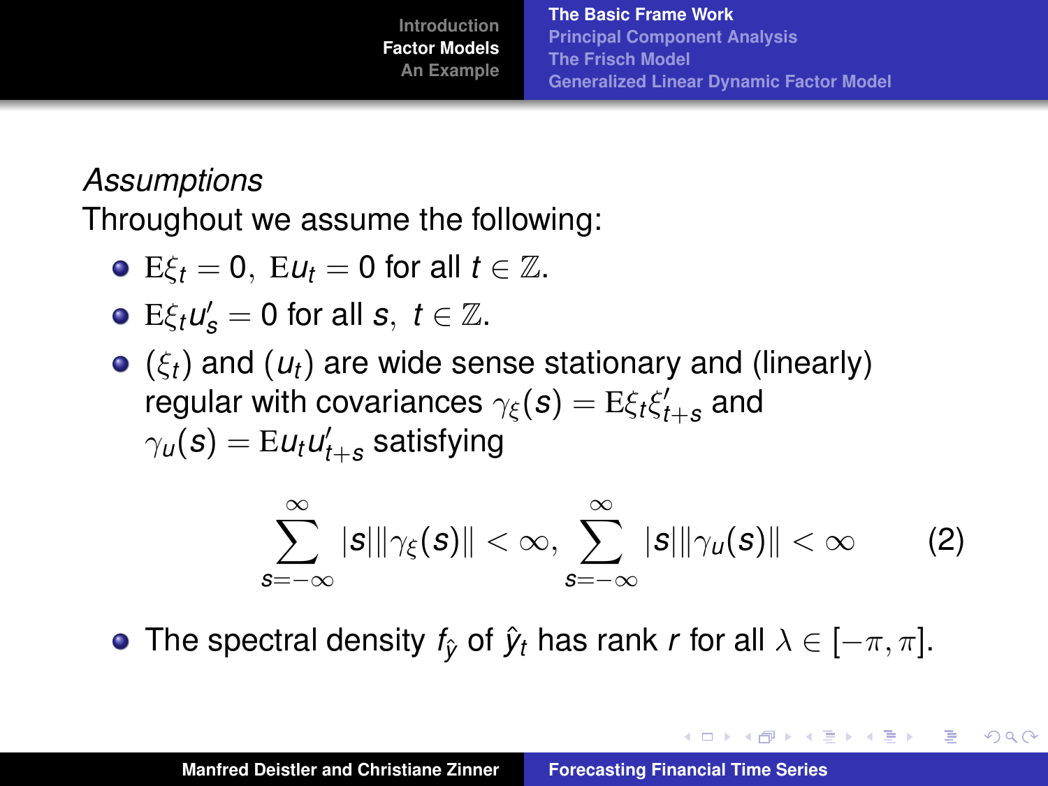*Assumptions*

Throughout we assume the following:

- $\mathrm{E}\xi_t = 0, \ \mathrm{E}u_t = 0$ for all $t \in \mathbb{Z}$.
- $\mathrm{E}\xi_t u_s' = 0$ for all $s, \ t \in \mathbb{Z}$.
- $(\xi_t)$ and $(u_t)$ are wide sense stationary and (linearly) regular with covariances $\gamma_\xi(s) = \mathrm{E}\xi_t \xi_{t+s}'$ and $\gamma_u(s) = \mathrm{E}u_t u_{t+s}'$ satisfying

$$\sum_{s=-\infty}^{\infty} |s| \|\gamma_\xi(s)\| < \infty, \ \sum_{s=-\infty}^{\infty} |s| \|\gamma_u(s)\| < \infty \tag{2}$$

- The spectral density $f_{\hat{y}}$ of $\hat{y}_t$ has rank $r$ for all $\lambda \in [-\pi, \pi]$.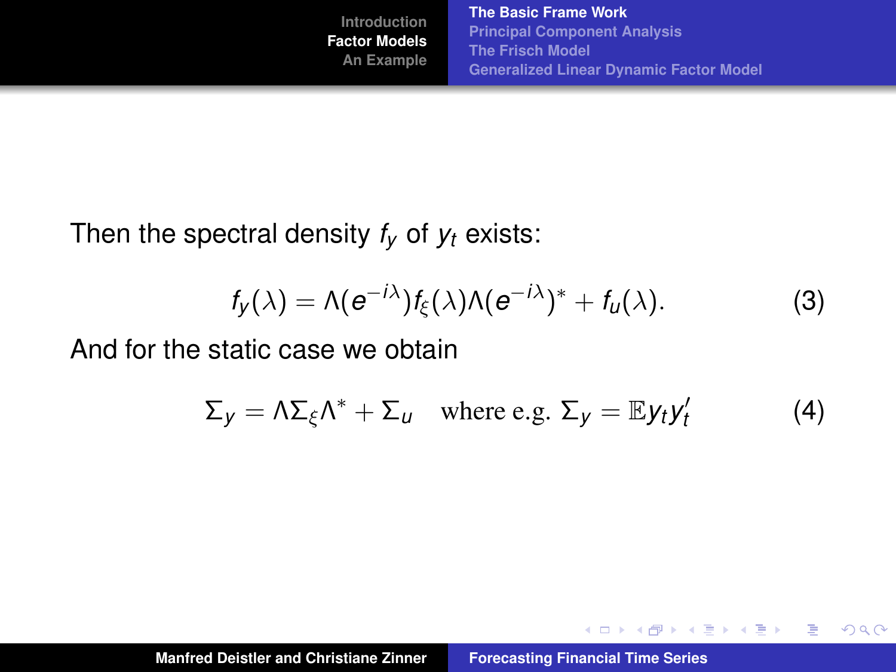Then the spectral density $f_y$ of $y_t$ exists:

$$f_y(\lambda) = \Lambda(e^{-i\lambda}) f_\xi(\lambda) \Lambda(e^{-i\lambda})^* + f_u(\lambda). \tag{3}$$

And for the static case we obtain

$$\Sigma_y = \Lambda \Sigma_\xi \Lambda^* + \Sigma_u \quad \text{where e.g. } \Sigma_y = \mathbb{E} y_t y_t' \tag{4}$$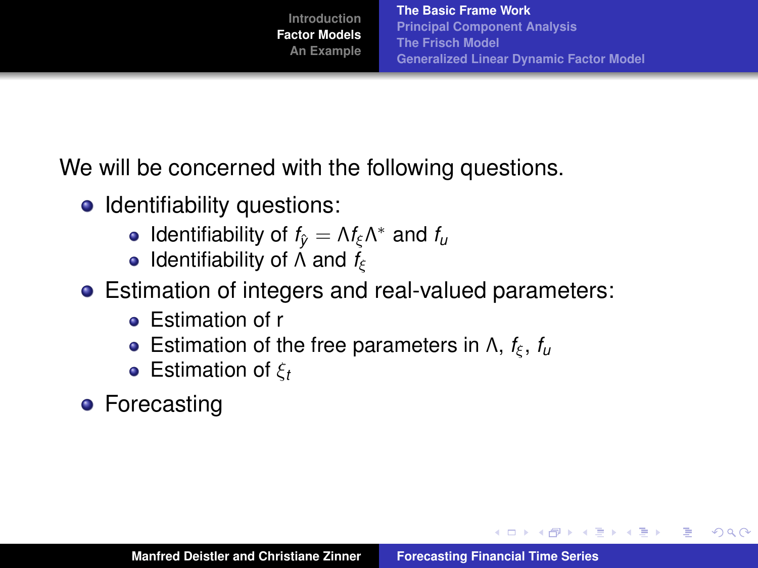We will be concerned with the following questions.

- Identifiability questions:
  - Identifiability of $f_{\hat{y}} = \Lambda f_{\xi} \Lambda^*$ and $f_u$
  - Identifiability of $\Lambda$ and $f_{\xi}$
- Estimation of integers and real-valued parameters:
  - Estimation of r
  - Estimation of the free parameters in $\Lambda$, $f_{\xi}$, $f_u$
  - Estimation of $\xi_t$
- Forecasting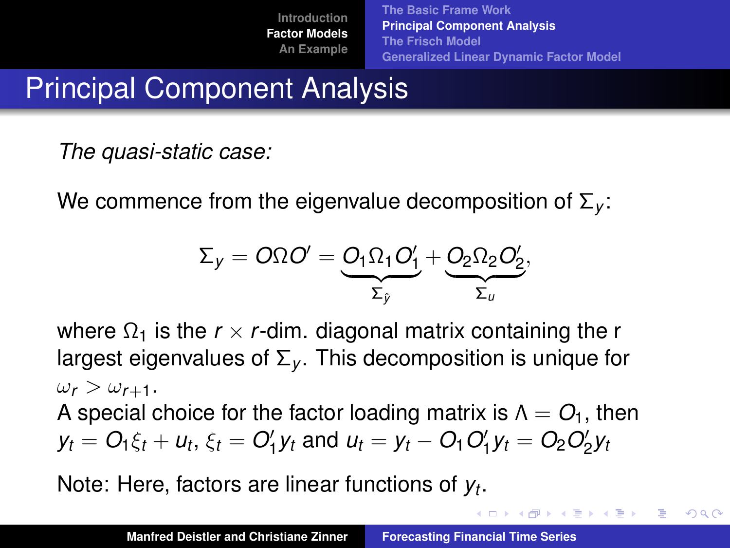# Principal Component Analysis

*The quasi-static case:*

We commence from the eigenvalue decomposition of $\Sigma_y$:

$$\Sigma_y = O \Omega O' = \underbrace{O_1 \Omega_1 O_1'}_{\Sigma_{\hat{y}}} + \underbrace{O_2 \Omega_2 O_2'}_{\Sigma_u},$$

where $\Omega_1$ is the $r \times r$-dim. diagonal matrix containing the r largest eigenvalues of $\Sigma_y$. This decomposition is unique for $\omega_r > \omega_{r+1}$.
A special choice for the factor loading matrix is $\Lambda = O_1$, then $y_t = O_1 \xi_t + u_t$, $\xi_t = O_1' y_t$ and $u_t = y_t - O_1 O_1' y_t = O_2 O_2' y_t$

Note: Here, factors are linear functions of $y_t$.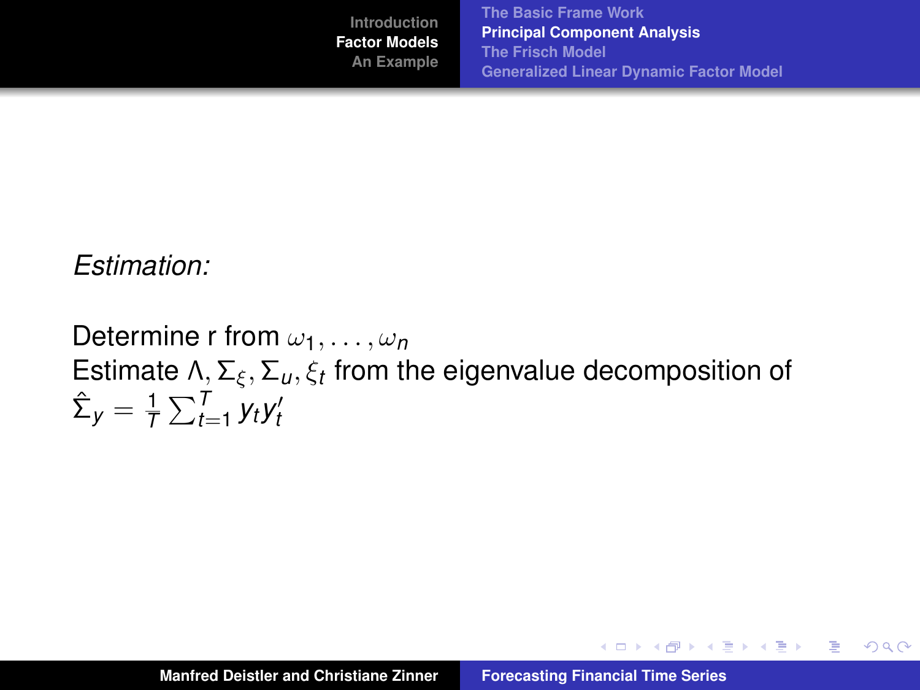*Estimation:*

Determine r from $\omega_1, \ldots, \omega_n$
Estimate $\Lambda, \Sigma_\xi, \Sigma_u, \xi_t$ from the eigenvalue decomposition of $\hat{\Sigma}_y = \frac{1}{T}\sum_{t=1}^{T} y_t y_t'$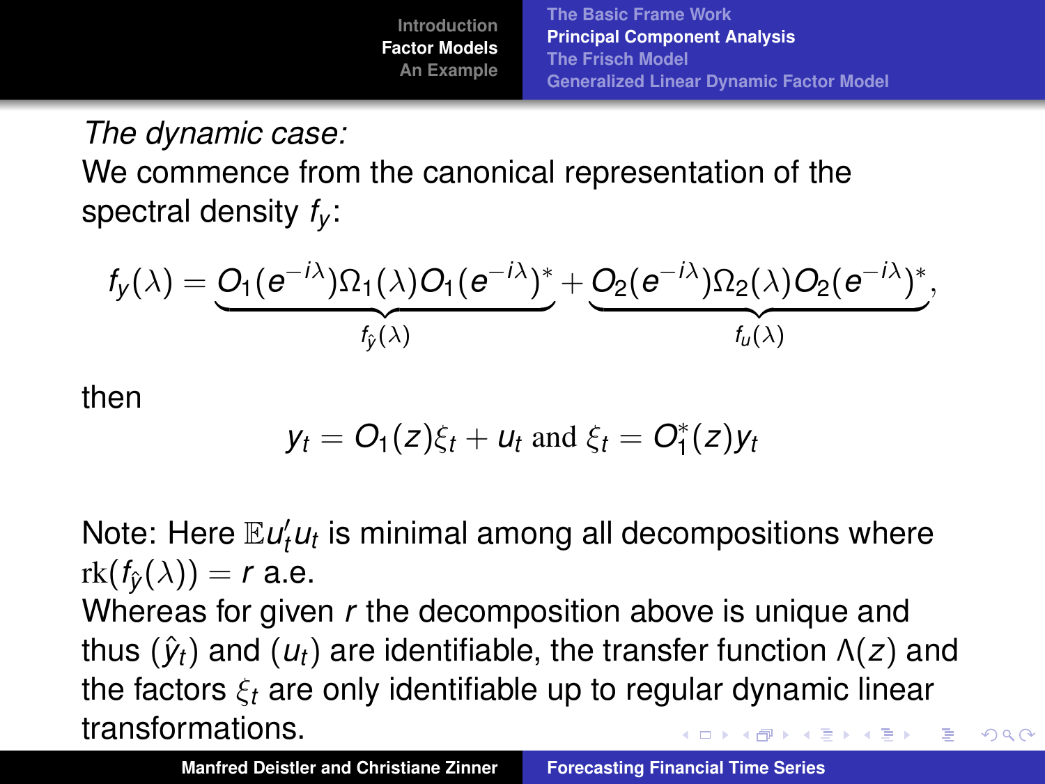*The dynamic case:*

We commence from the canonical representation of the spectral density $f_y$:

$$f_y(\lambda) = \underbrace{O_1(e^{-i\lambda})\Omega_1(\lambda)O_1(e^{-i\lambda})^*}_{f_{\hat{y}}(\lambda)} + \underbrace{O_2(e^{-i\lambda})\Omega_2(\lambda)O_2(e^{-i\lambda})^*}_{f_u(\lambda)},$$

then

$$y_t = O_1(z)\xi_t + u_t \text{ and } \xi_t = O_1^*(z)y_t$$

Note: Here $\mathbb{E}u_t' u_t$ is minimal among all decompositions where $\mathrm{rk}(f_{\hat{y}}(\lambda)) = r$ a.e.

Whereas for given $r$ the decomposition above is unique and thus $(\hat{y}_t)$ and $(u_t)$ are identifiable, the transfer function $\Lambda(z)$ and the factors $\xi_t$ are only identifiable up to regular dynamic linear transformations.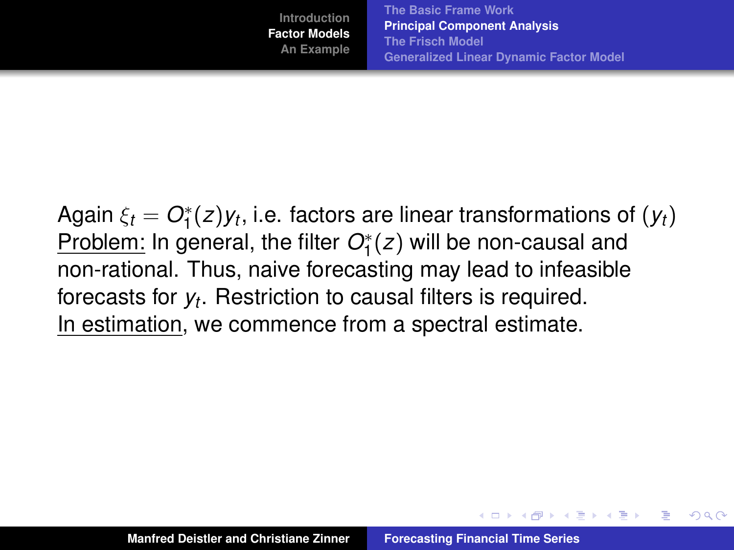Again $\xi_t = O_1^*(z)y_t$, i.e. factors are linear transformations of $(y_t)$

Problem: In general, the filter $O_1^*(z)$ will be non-causal and non-rational. Thus, naive forecasting may lead to infeasible forecasts for $y_t$. Restriction to causal filters is required.

In estimation, we commence from a spectral estimate.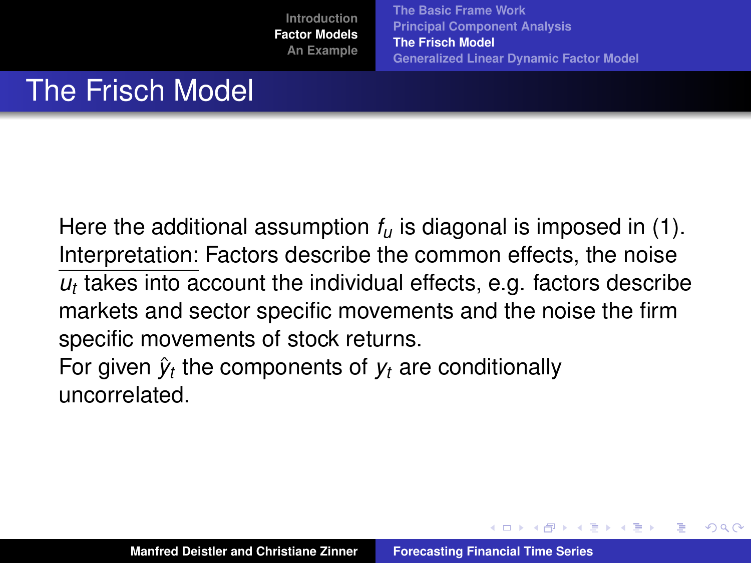# The Frisch Model

Here the additional assumption $f_u$ is diagonal is imposed in (1).
Interpretation: Factors describe the common effects, the noise $u_t$ takes into account the individual effects, e.g. factors describe markets and sector specific movements and the noise the firm specific movements of stock returns.
For given $\hat{y}_t$ the components of $y_t$ are conditionally uncorrelated.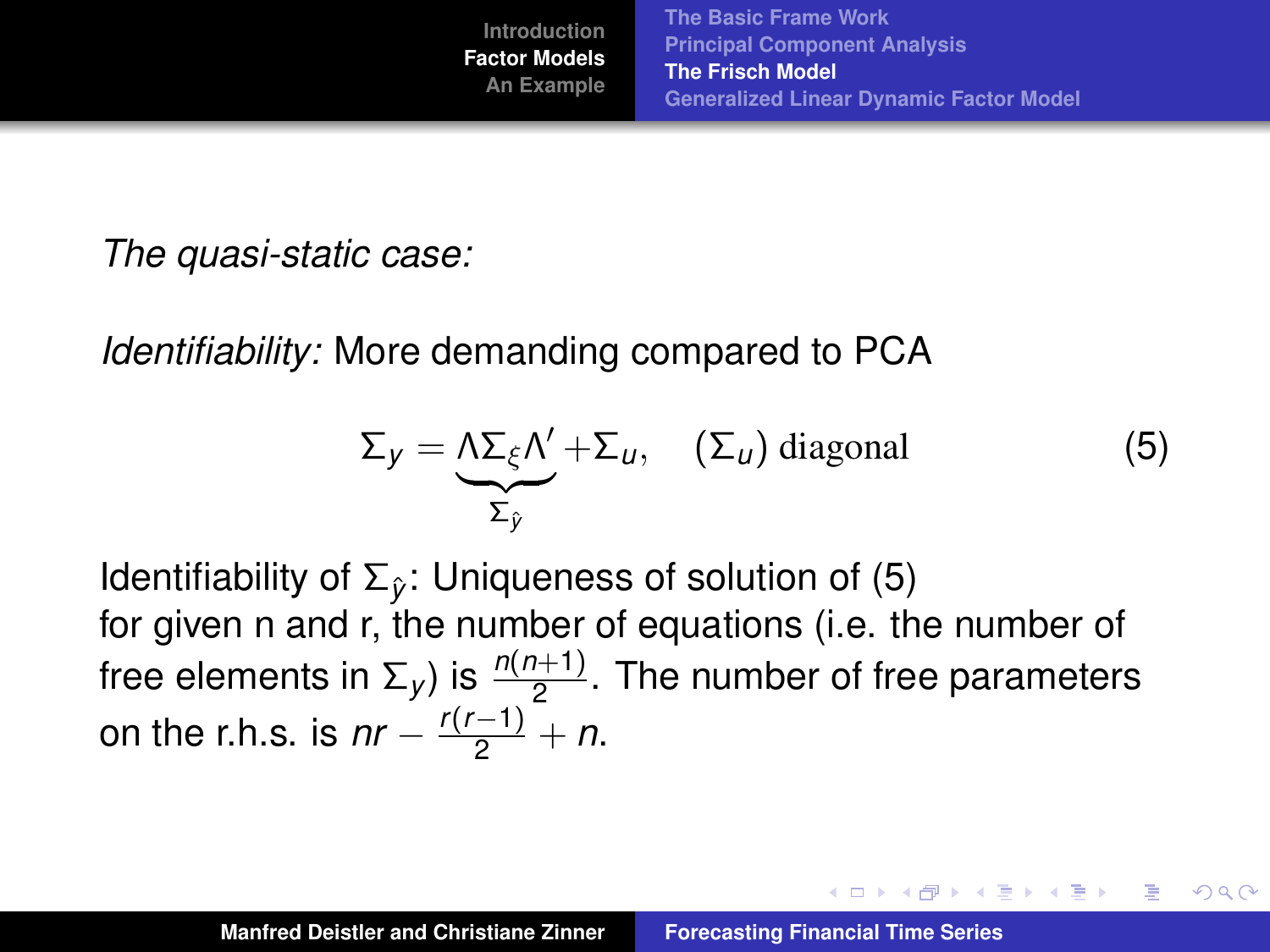*The quasi-static case:*

*Identifiability:* More demanding compared to PCA

$$\Sigma_y = \underbrace{\Lambda \Sigma_\xi \Lambda'}_{\Sigma_{\hat{y}}} + \Sigma_u, \quad (\Sigma_u) \text{ diagonal} \tag{5}$$

Identifiability of $\Sigma_{\hat{y}}$: Uniqueness of solution of (5) for given n and r, the number of equations (i.e. the number of free elements in $\Sigma_y$) is $\frac{n(n+1)}{2}$. The number of free parameters on the r.h.s. is $nr - \frac{r(r-1)}{2} + n$.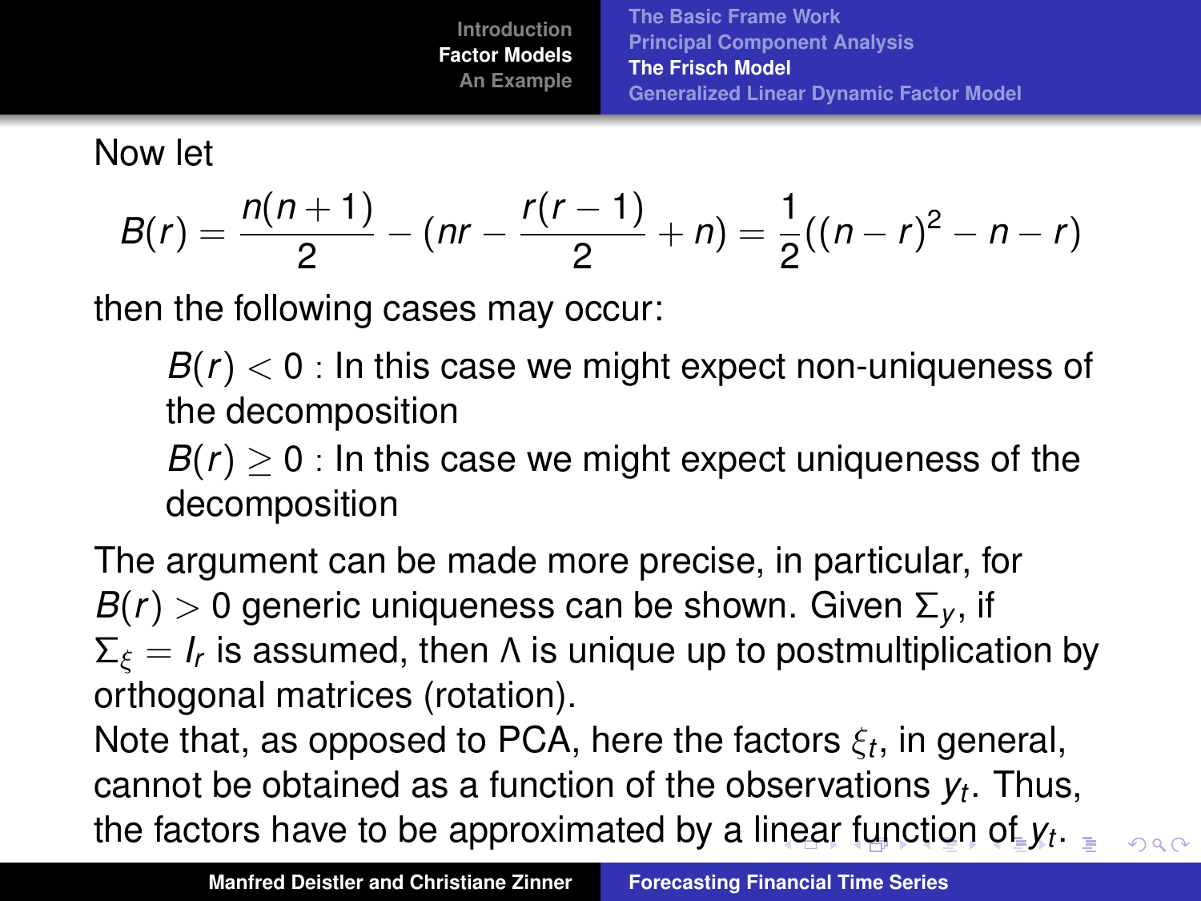Now let

$$B(r) = \frac{n(n+1)}{2} - (nr - \frac{r(r-1)}{2} + n) = \frac{1}{2}((n-r)^2 - n - r)$$

then the following cases may occur:

- $B(r) < 0$ : In this case we might expect non-uniqueness of the decomposition
- $B(r) \geq 0$ : In this case we might expect uniqueness of the decomposition

The argument can be made more precise, in particular, for $B(r) > 0$ generic uniqueness can be shown. Given $\Sigma_y$, if $\Sigma_\xi = I_r$ is assumed, then $\Lambda$ is unique up to postmultiplication by orthogonal matrices (rotation).

Note that, as opposed to PCA, here the factors $\xi_t$, in general, cannot be obtained as a function of the observations $y_t$. Thus, the factors have to be approximated by a linear function of $y_t$.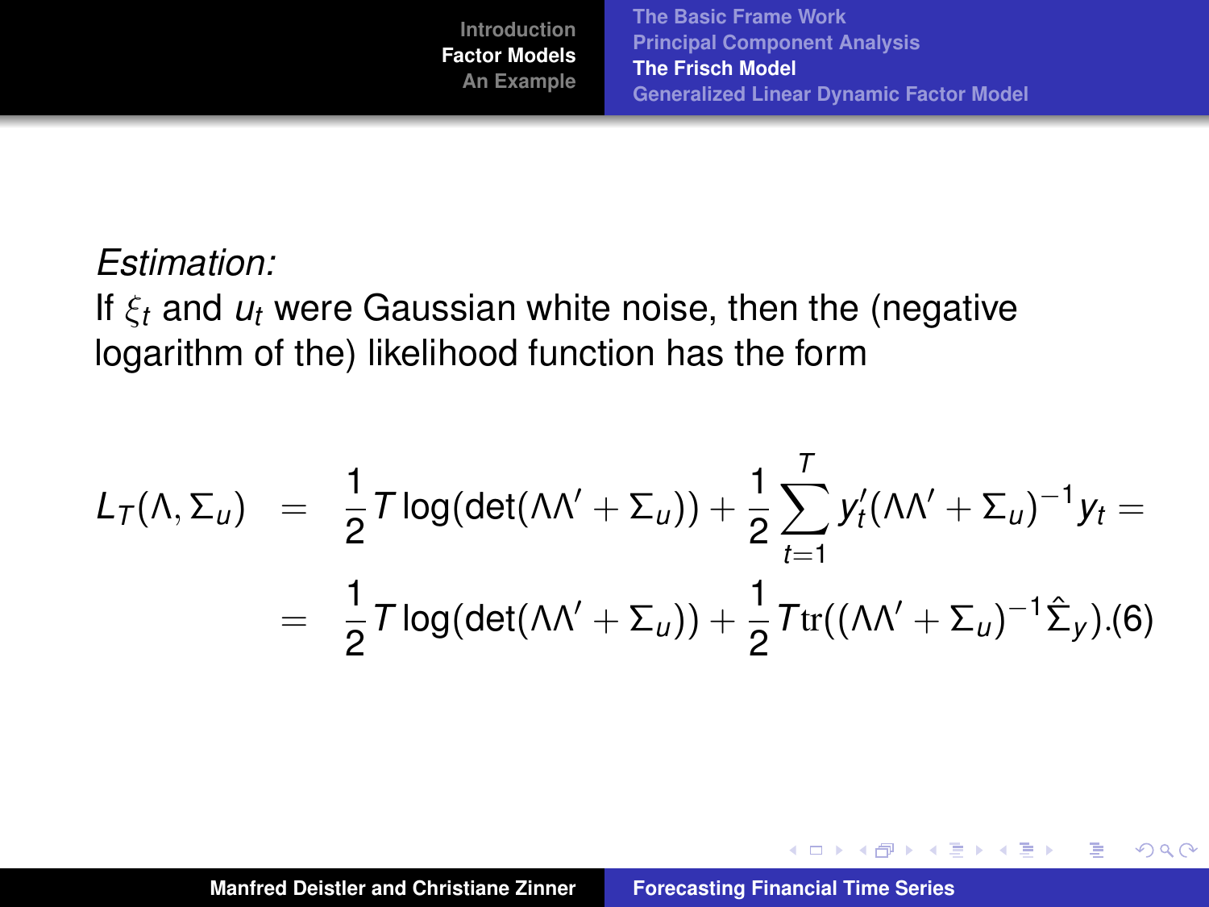*Estimation:*

If $\xi_t$ and $u_t$ were Gaussian white noise, then the (negative logarithm of the) likelihood function has the form

$$
\begin{aligned}
L_T(\Lambda, \Sigma_u) &= \frac{1}{2} T \log(\det(\Lambda\Lambda' + \Sigma_u)) + \frac{1}{2} \sum_{t=1}^{T} y_t' (\Lambda\Lambda' + \Sigma_u)^{-1} y_t = \\
&= \frac{1}{2} T \log(\det(\Lambda\Lambda' + \Sigma_u)) + \frac{1}{2} T \operatorname{tr}((\Lambda\Lambda' + \Sigma_u)^{-1} \hat{\Sigma}_y). \quad (6)
\end{aligned}
$$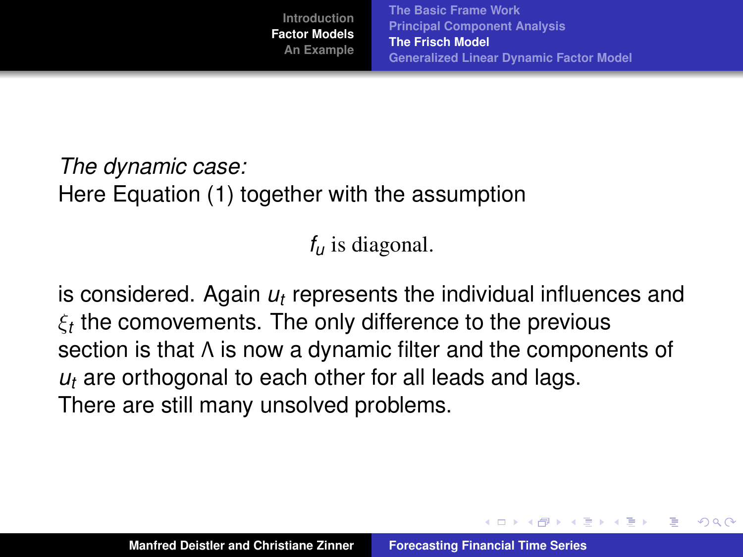*The dynamic case:*
Here Equation (1) together with the assumption

$$f_u \text{ is diagonal.}$$

is considered. Again $u_t$ represents the individual influences and $\xi_t$ the comovements. The only difference to the previous section is that $\Lambda$ is now a dynamic filter and the components of $u_t$ are orthogonal to each other for all leads and lags.
There are still many unsolved problems.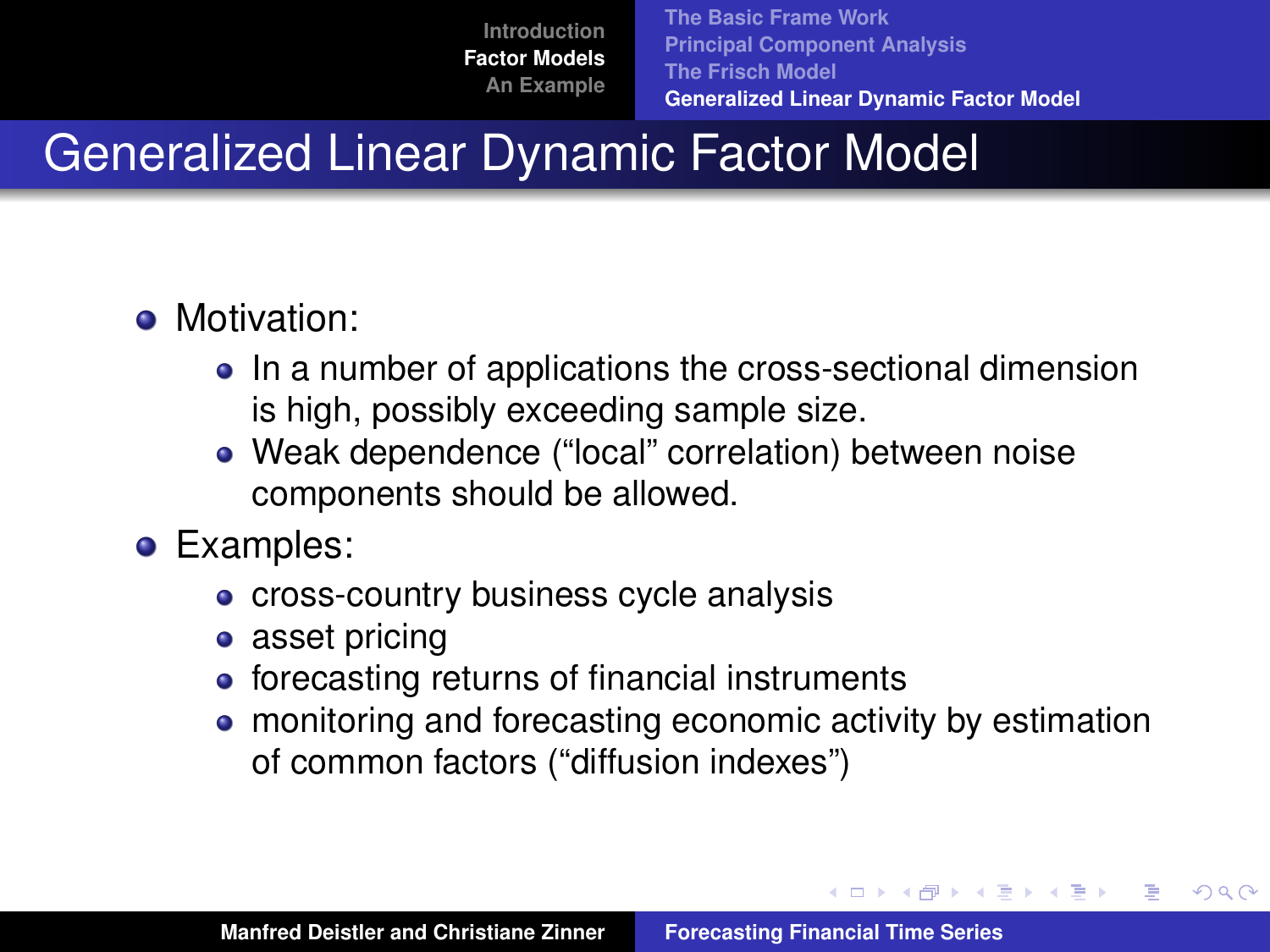# Generalized Linear Dynamic Factor Model

- Motivation:
  - In a number of applications the cross-sectional dimension is high, possibly exceeding sample size.
  - Weak dependence (“local” correlation) between noise components should be allowed.
- Examples:
  - cross-country business cycle analysis
  - asset pricing
  - forecasting returns of financial instruments
  - monitoring and forecasting economic activity by estimation of common factors (“diffusion indexes”)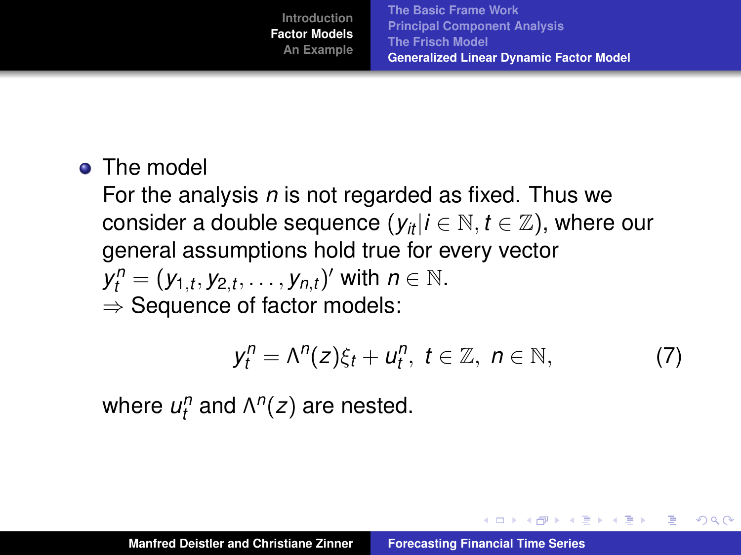- The model

  For the analysis $n$ is not regarded as fixed. Thus we consider a double sequence $(y_{it} | i \in \mathbb{N}, t \in \mathbb{Z})$, where our general assumptions hold true for every vector $y_t^n = (y_{1,t}, y_{2,t}, \ldots, y_{n,t})'$ with $n \in \mathbb{N}$.

  $\Rightarrow$ Sequence of factor models:

$$y_t^n = \Lambda^n(z)\xi_t + u_t^n, \ t \in \mathbb{Z}, \ n \in \mathbb{N}, \tag{7}$$

  where $u_t^n$ and $\Lambda^n(z)$ are nested.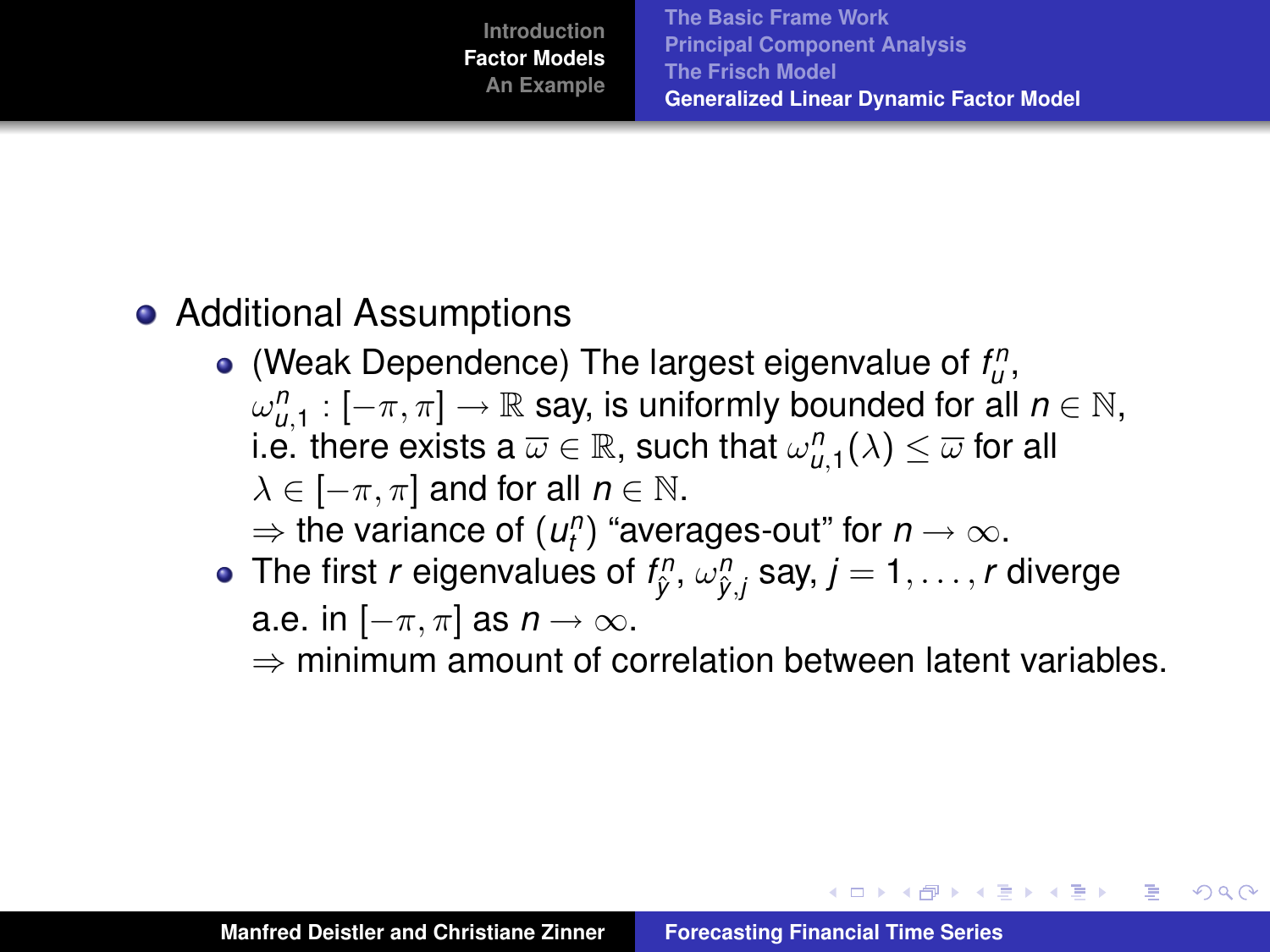- Additional Assumptions
  - (Weak Dependence) The largest eigenvalue of $f_u^n$, $\omega_{u,1}^n : [-\pi, \pi] \to \mathbb{R}$ say, is uniformly bounded for all $n \in \mathbb{N}$, i.e. there exists a $\overline{\omega} \in \mathbb{R}$, such that $\omega_{u,1}^n(\lambda) \leq \overline{\omega}$ for all $\lambda \in [-\pi, \pi]$ and for all $n \in \mathbb{N}$.
    $\Rightarrow$ the variance of $(u_t^n)$ "averages-out" for $n \to \infty$.
  - The first $r$ eigenvalues of $f_{\hat{y}}^n$, $\omega_{\hat{y},j}^n$ say, $j = 1, \ldots, r$ diverge a.e. in $[-\pi, \pi]$ as $n \to \infty$.
    $\Rightarrow$ minimum amount of correlation between latent variables.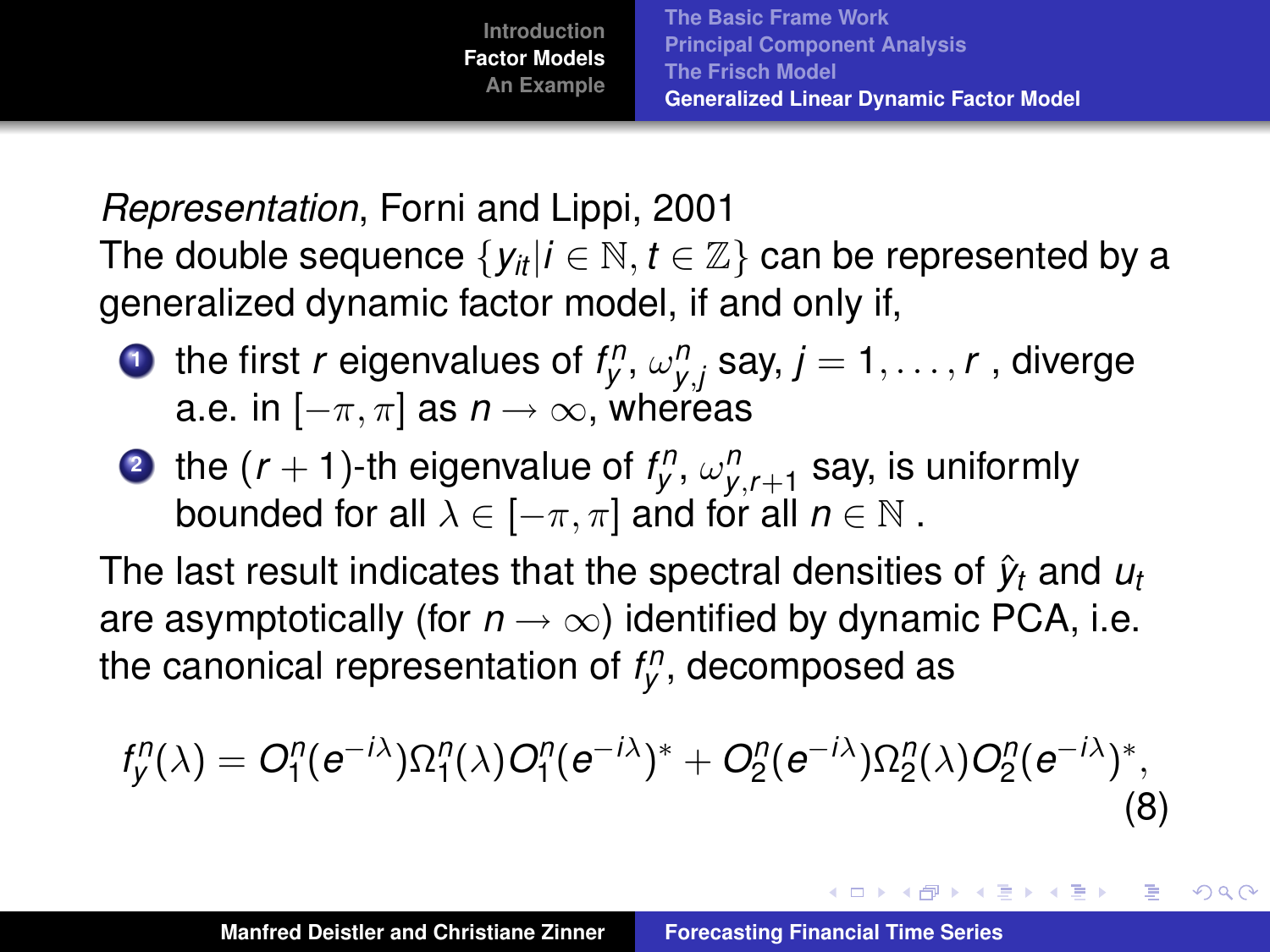*Representation*, Forni and Lippi, 2001

The double sequence $\{y_{it} | i \in \mathbb{N}, t \in \mathbb{Z}\}$ can be represented by a generalized dynamic factor model, if and only if,

1. the first $r$ eigenvalues of $f_y^n$, $\omega_{y,j}^n$ say, $j = 1, \ldots, r$ , diverge a.e. in $[-\pi, \pi]$ as $n \to \infty$, whereas
2. the $(r+1)$-th eigenvalue of $f_y^n$, $\omega_{y,r+1}^n$ say, is uniformly bounded for all $\lambda \in [-\pi, \pi]$ and for all $n \in \mathbb{N}$ .

The last result indicates that the spectral densities of $\hat{y}_t$ and $u_t$ are asymptotically (for $n \to \infty$) identified by dynamic PCA, i.e. the canonical representation of $f_y^n$, decomposed as

$$f_y^n(\lambda) = O_1^n(e^{-i\lambda})\Omega_1^n(\lambda)O_1^n(e^{-i\lambda})^* + O_2^n(e^{-i\lambda})\Omega_2^n(\lambda)O_2^n(e^{-i\lambda})^*, \tag{8}$$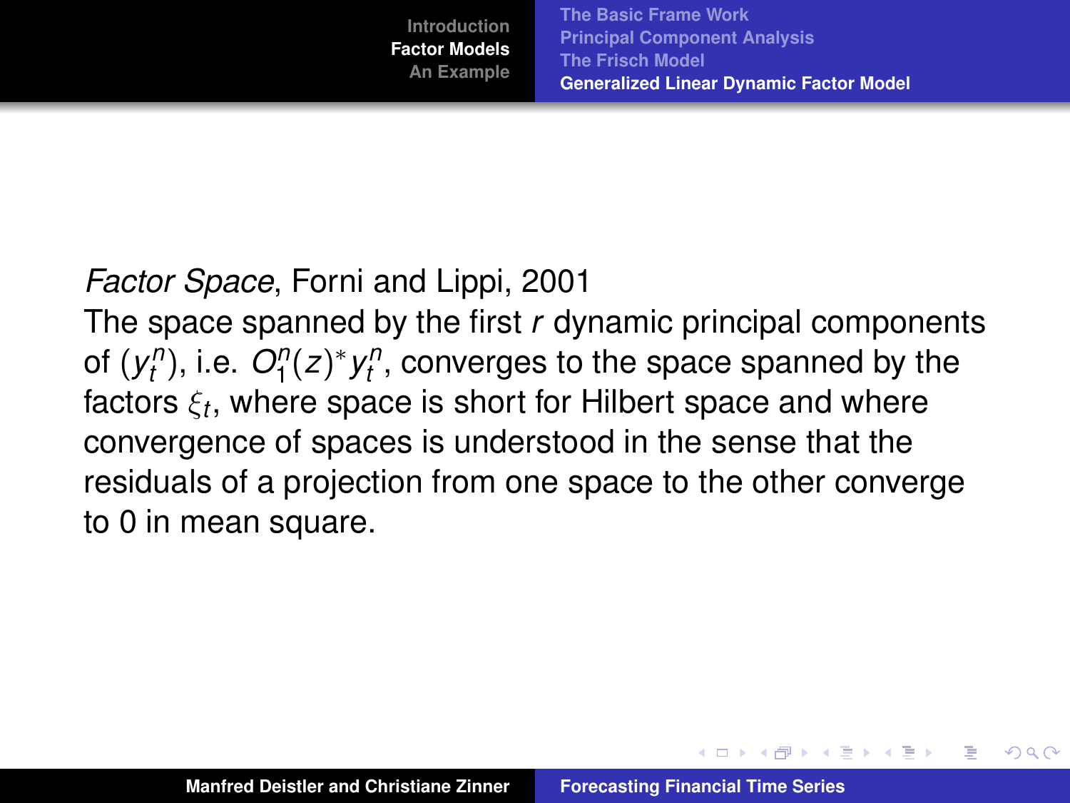*Factor Space*, Forni and Lippi, 2001

The space spanned by the first $r$ dynamic principal components of $(y_t^n)$, i.e. $O_1^n(z)^* y_t^n$, converges to the space spanned by the factors $\xi_t$, where space is short for Hilbert space and where convergence of spaces is understood in the sense that the residuals of a projection from one space to the other converge to 0 in mean square.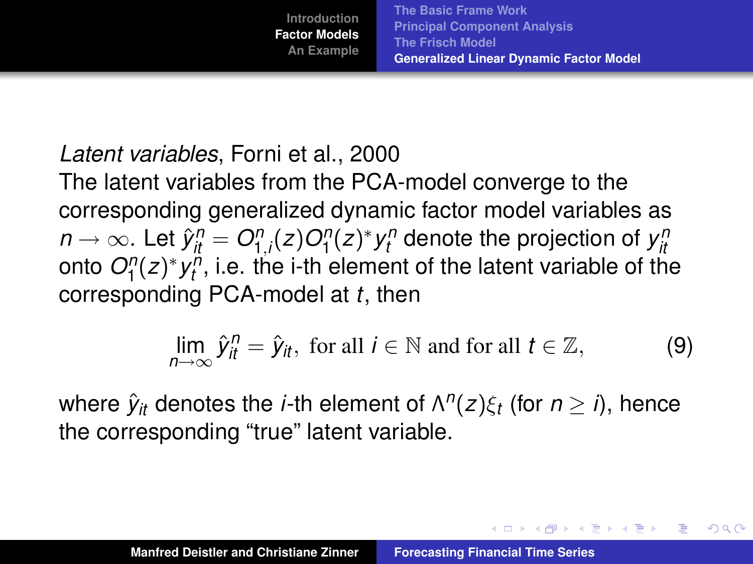*Latent variables*, Forni et al., 2000

The latent variables from the PCA-model converge to the corresponding generalized dynamic factor model variables as $n \to \infty$. Let $\hat{y}_{it}^n = O_{1,i}^n(z) O_1^n(z)^* y_t^n$ denote the projection of $y_{it}^n$ onto $O_1^n(z)^* y_t^n$, i.e. the i-th element of the latent variable of the corresponding PCA-model at $t$, then

$$\lim_{n \to \infty} \hat{y}_{it}^n = \hat{y}_{it}, \text{ for all } i \in \mathbb{N} \text{ and for all } t \in \mathbb{Z}, \tag{9}$$

where $\hat{y}_{it}$ denotes the $i$-th element of $\Lambda^n(z)\xi_t$ (for $n \geq i$), hence the corresponding "true" latent variable.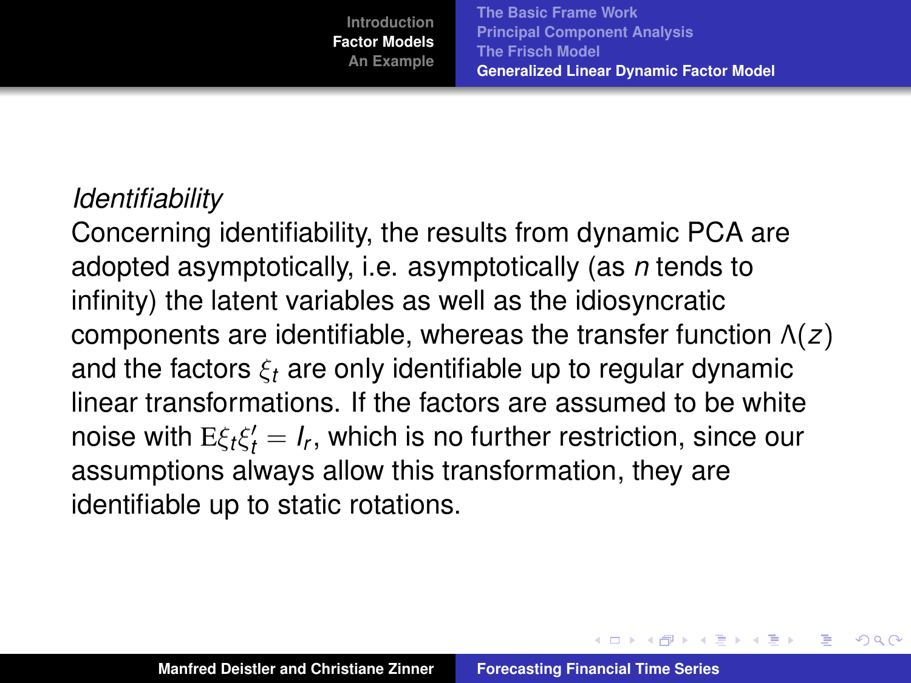*Identifiability*

Concerning identifiability, the results from dynamic PCA are adopted asymptotically, i.e. asymptotically (as $n$ tends to infinity) the latent variables as well as the idiosyncratic components are identifiable, whereas the transfer function $\Lambda(z)$ and the factors $\xi_t$ are only identifiable up to regular dynamic linear transformations. If the factors are assumed to be white noise with $\mathrm{E}\xi_t\xi_t' = I_r$, which is no further restriction, since our assumptions always allow this transformation, they are identifiable up to static rotations.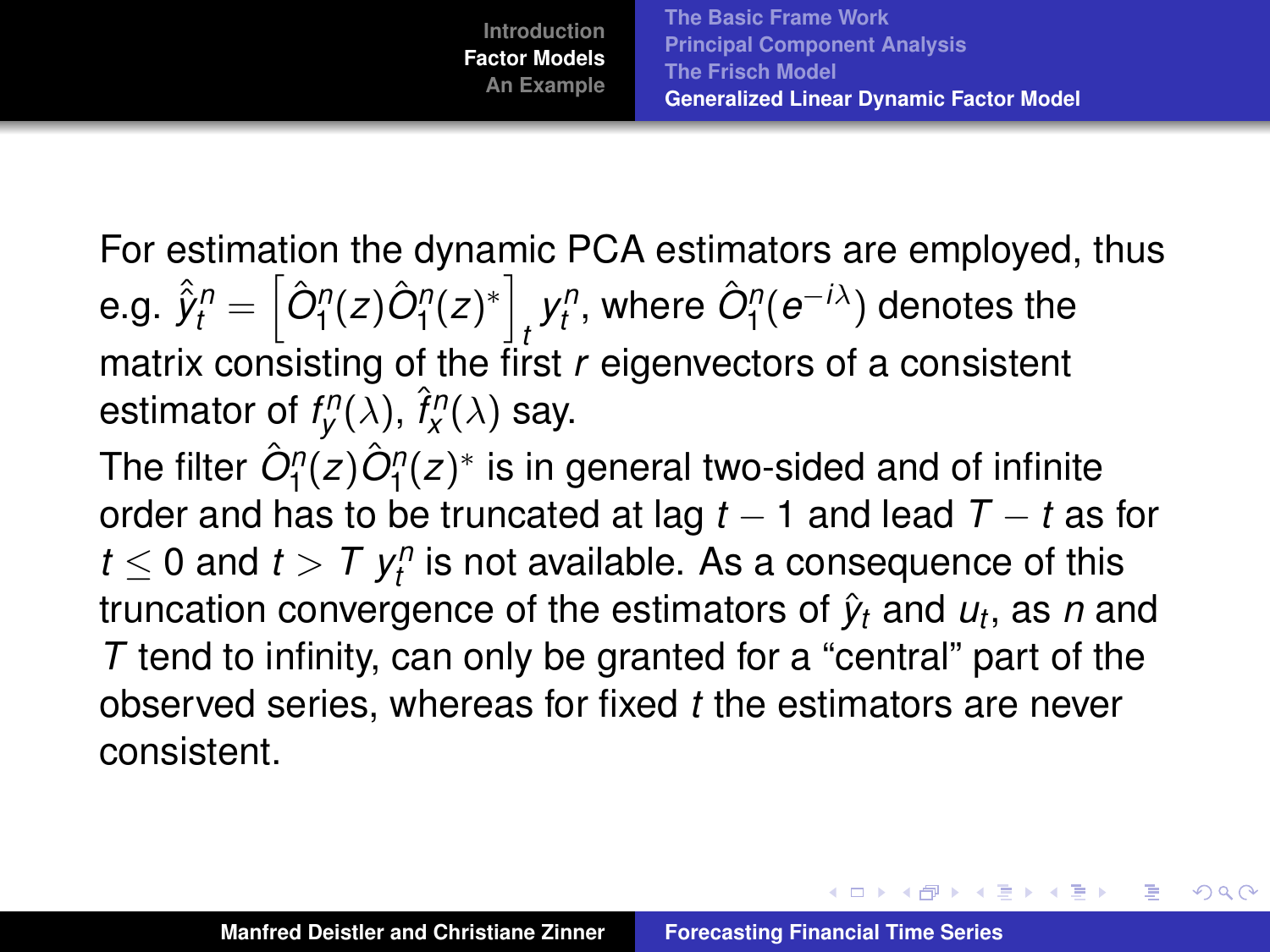For estimation the dynamic PCA estimators are employed, thus e.g. $\hat{\hat{y}}_t^n = \left[ \hat{O}_1^n(z) \hat{O}_1^n(z)^* \right]_t y_t^n$, where $\hat{O}_1^n(e^{-i\lambda})$ denotes the matrix consisting of the first $r$ eigenvectors of a consistent estimator of $f_y^n(\lambda)$, $\hat{f}_x^n(\lambda)$ say.

The filter $\hat{O}_1^n(z) \hat{O}_1^n(z)^*$ is in general two-sided and of infinite order and has to be truncated at lag $t - 1$ and lead $T - t$ as for $t \leq 0$ and $t > T$ $y_t^n$ is not available. As a consequence of this truncation convergence of the estimators of $\hat{y}_t$ and $u_t$, as $n$ and $T$ tend to infinity, can only be granted for a "central" part of the observed series, whereas for fixed $t$ the estimators are never consistent.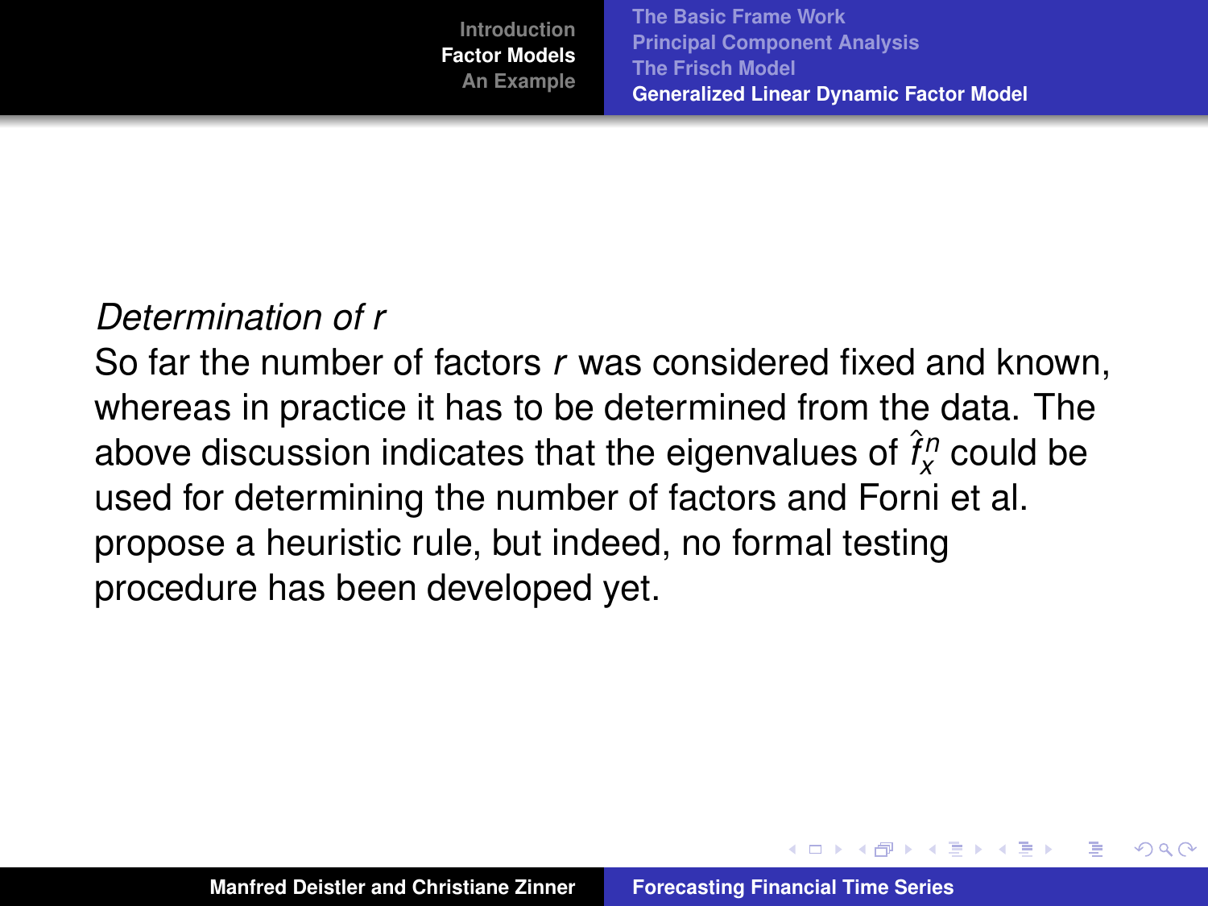*Determination of r*

So far the number of factors $r$ was considered fixed and known, whereas in practice it has to be determined from the data. The above discussion indicates that the eigenvalues of $\hat{f}_x^n$ could be used for determining the number of factors and Forni et al. propose a heuristic rule, but indeed, no formal testing procedure has been developed yet.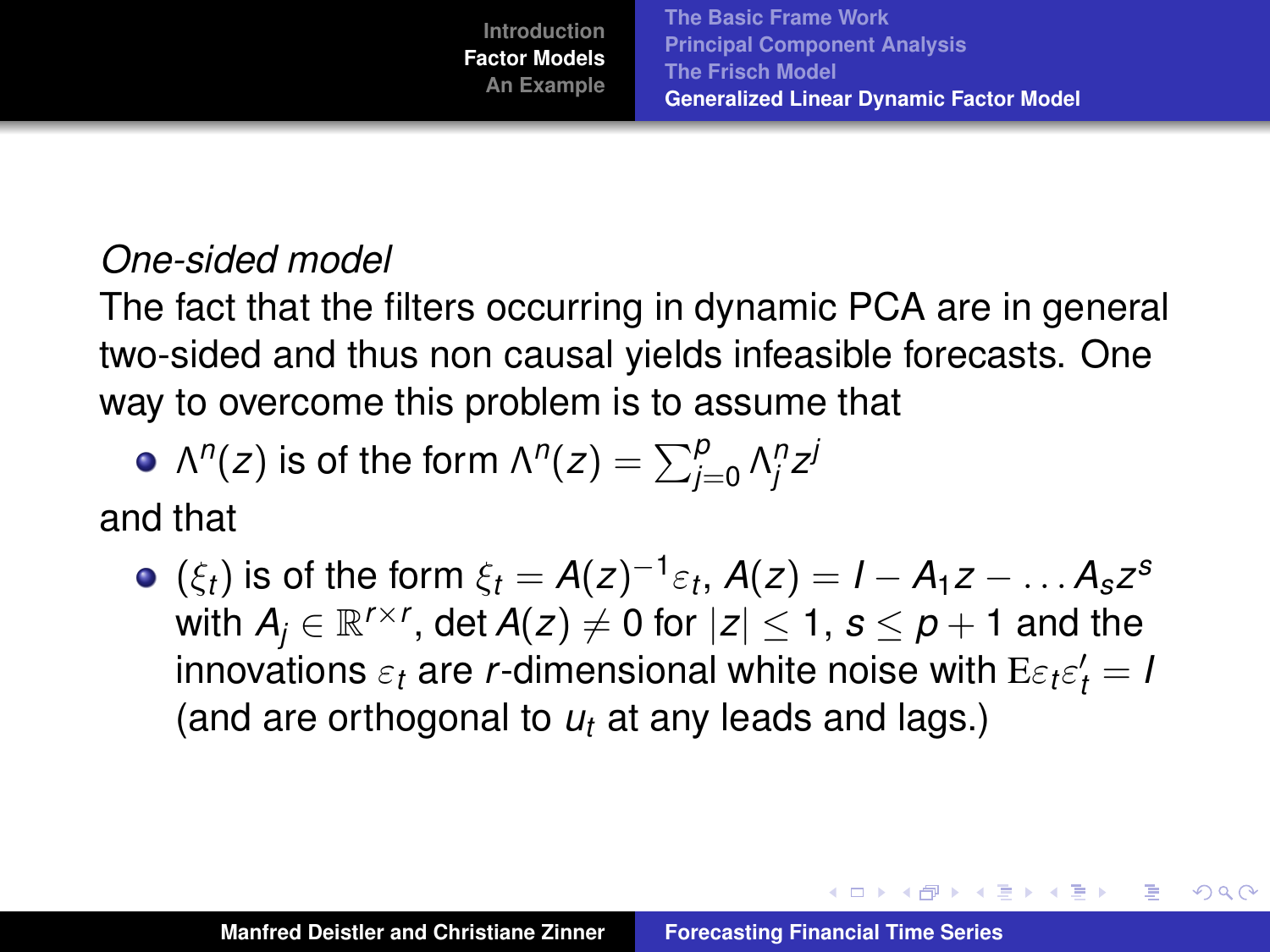*One-sided model*

The fact that the filters occurring in dynamic PCA are in general two-sided and thus non causal yields infeasible forecasts. One way to overcome this problem is to assume that

- $\Lambda^n(z)$ is of the form $\Lambda^n(z) = \sum_{j=0}^{p} \Lambda_j^n z^j$

and that

- $(\xi_t)$ is of the form $\xi_t = A(z)^{-1}\varepsilon_t$, $A(z) = I - A_1 z - \ldots A_s z^s$ with $A_j \in \mathbb{R}^{r \times r}$, $\det A(z) \neq 0$ for $|z| \leq 1$, $s \leq p+1$ and the innovations $\varepsilon_t$ are $r$-dimensional white noise with $\mathrm{E}\varepsilon_t \varepsilon_t' = I$ (and are orthogonal to $u_t$ at any leads and lags.)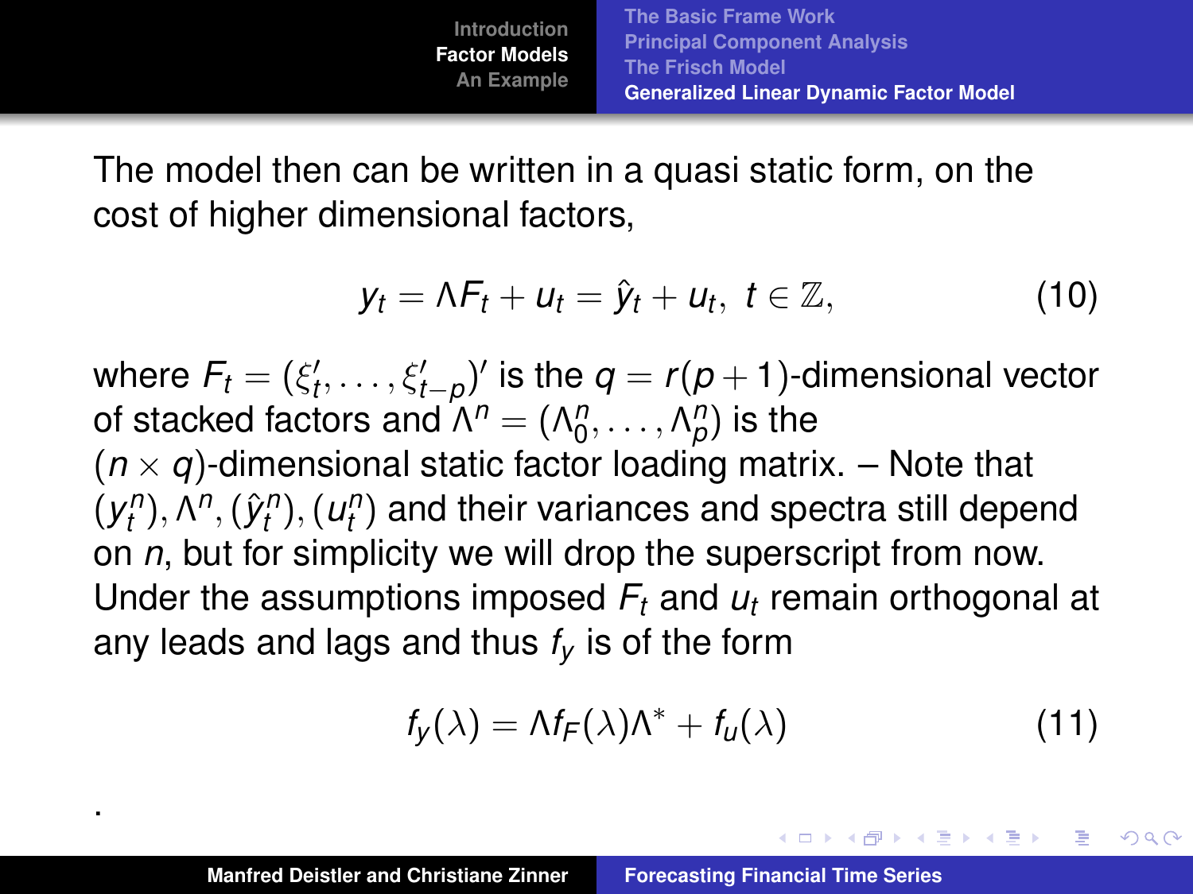The model then can be written in a quasi static form, on the cost of higher dimensional factors,

$$y_t = \Lambda F_t + u_t = \hat{y}_t + u_t, \; t \in \mathbb{Z}, \tag{10}$$

where $F_t = (\xi_t', \dots, \xi_{t-p}')'$ is the $q = r(p+1)$-dimensional vector of stacked factors and $\Lambda^n = (\Lambda_0^n, \dots, \Lambda_p^n)$ is the $(n \times q)$-dimensional static factor loading matrix. – Note that $(y_t^n), \Lambda^n, (\hat{y}_t^n), (u_t^n)$ and their variances and spectra still depend on $n$, but for simplicity we will drop the superscript from now. Under the assumptions imposed $F_t$ and $u_t$ remain orthogonal at any leads and lags and thus $f_y$ is of the form

$$f_y(\lambda) = \Lambda f_F(\lambda) \Lambda^* + f_u(\lambda) \tag{11}$$

.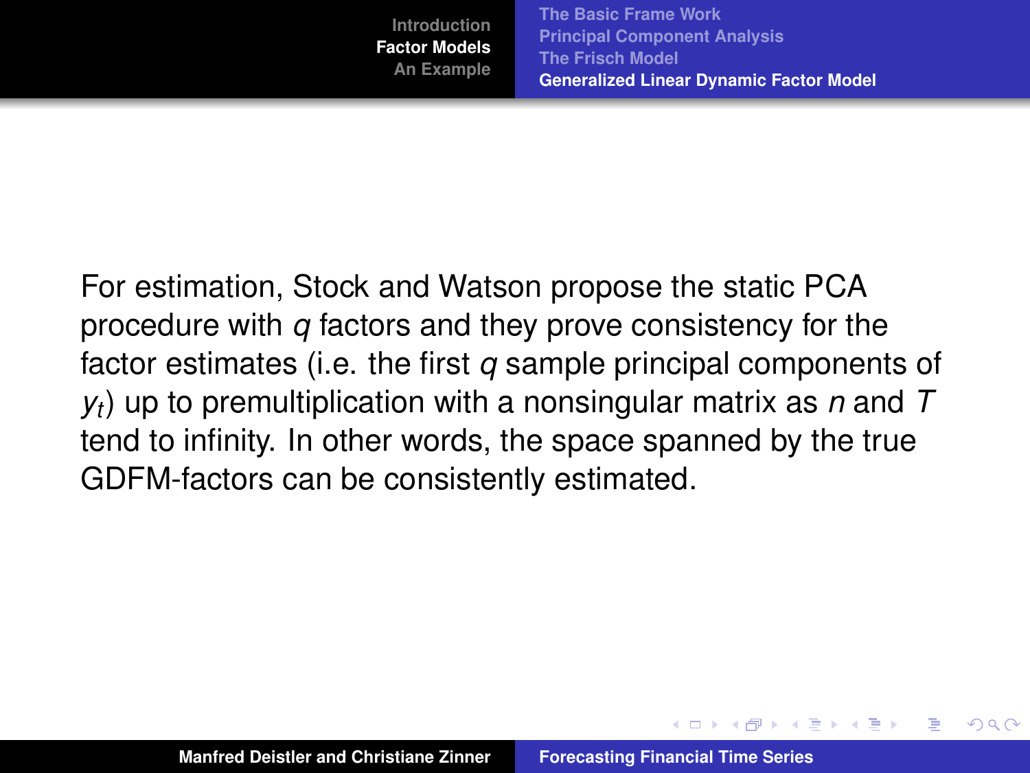For estimation, Stock and Watson propose the static PCA procedure with $q$ factors and they prove consistency for the factor estimates (i.e. the first $q$ sample principal components of $y_t$) up to premultiplication with a nonsingular matrix as $n$ and $T$ tend to infinity. In other words, the space spanned by the true GDFM-factors can be consistently estimated.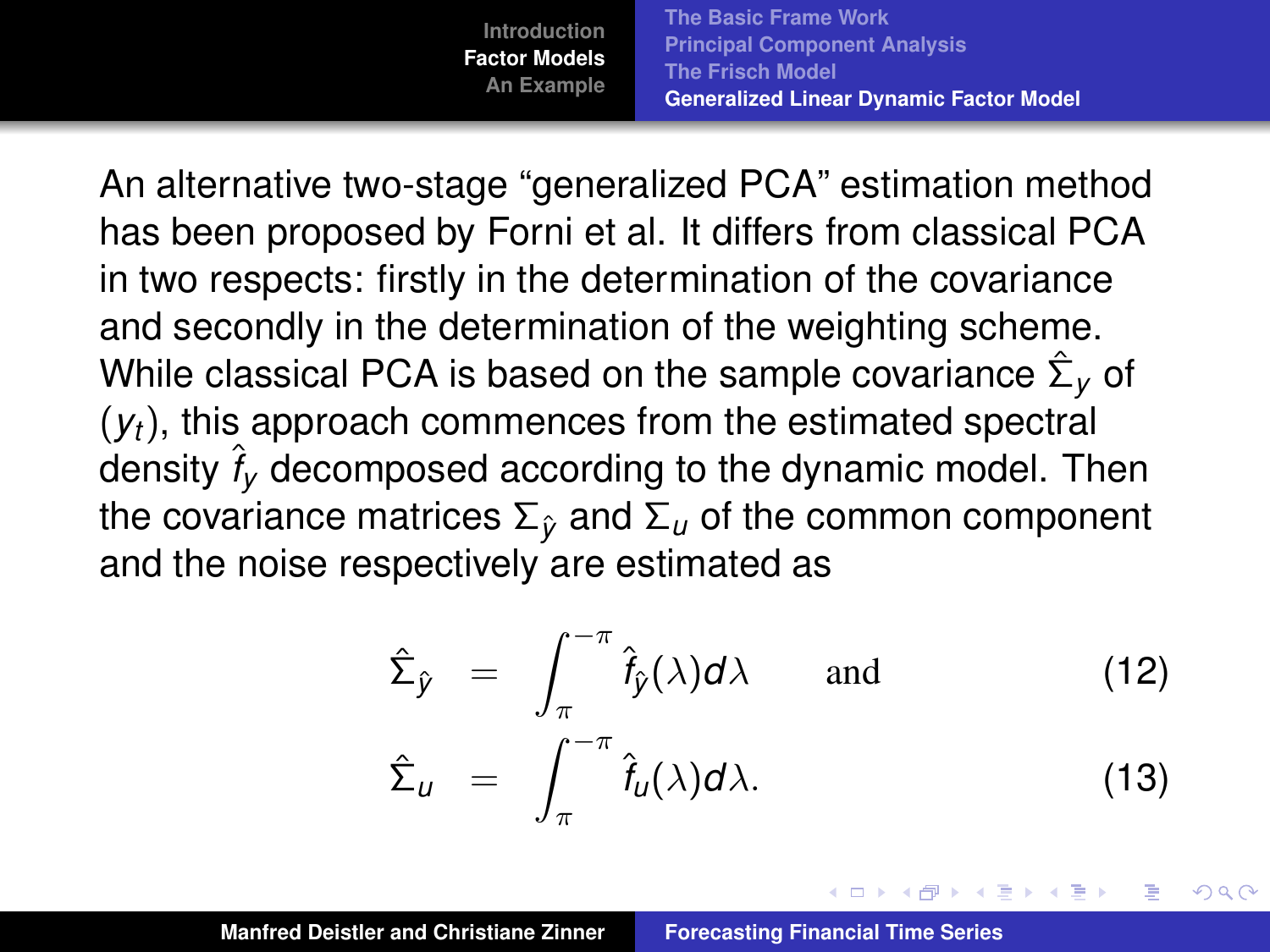An alternative two-stage "generalized PCA" estimation method has been proposed by Forni et al. It differs from classical PCA in two respects: firstly in the determination of the covariance and secondly in the determination of the weighting scheme. While classical PCA is based on the sample covariance $\hat{\Sigma}_y$ of $(y_t)$, this approach commences from the estimated spectral density $\hat{f}_y$ decomposed according to the dynamic model. Then the covariance matrices $\Sigma_{\hat{y}}$ and $\Sigma_u$ of the common component and the noise respectively are estimated as

$$\hat{\Sigma}_{\hat{y}} = \int_{\pi}^{-\pi} \hat{f}_{\hat{y}}(\lambda) d\lambda \qquad \text{and} \tag{12}$$

$$\hat{\Sigma}_u = \int_{\pi}^{-\pi} \hat{f}_u(\lambda) d\lambda. \tag{13}$$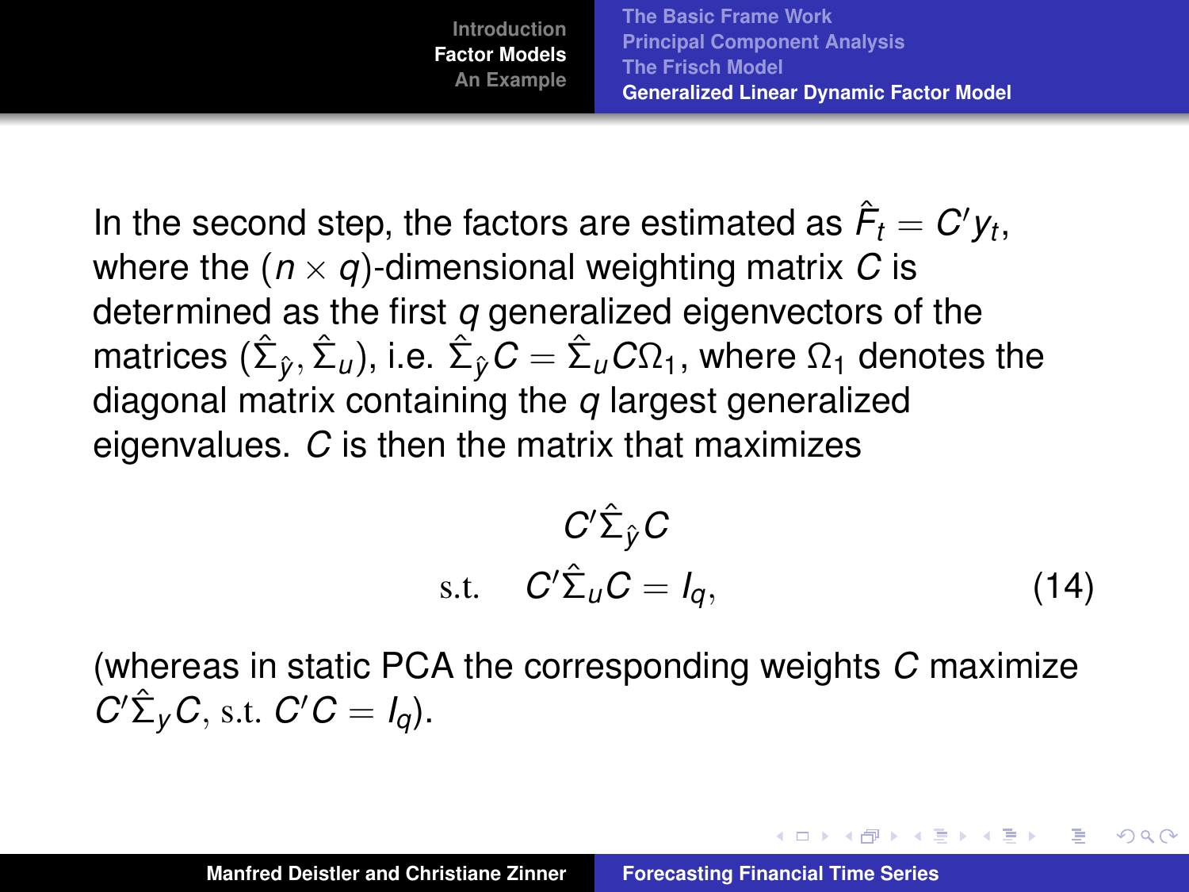In the second step, the factors are estimated as $\hat{F}_t = C' y_t$, where the $(n \times q)$-dimensional weighting matrix $C$ is determined as the first $q$ generalized eigenvectors of the matrices $(\hat{\Sigma}_{\hat{y}}, \hat{\Sigma}_u)$, i.e. $\hat{\Sigma}_{\hat{y}} C = \hat{\Sigma}_u C \Omega_1$, where $\Omega_1$ denotes the diagonal matrix containing the $q$ largest generalized eigenvalues. $C$ is then the matrix that maximizes

$$
\begin{aligned}
& C' \hat{\Sigma}_{\hat{y}} C \\
\text{s.t.} \quad & C' \hat{\Sigma}_u C = I_q,
\end{aligned}
\tag{14}
$$

(whereas in static PCA the corresponding weights $C$ maximize $C' \hat{\Sigma}_y C$, s.t. $C'C = I_q$).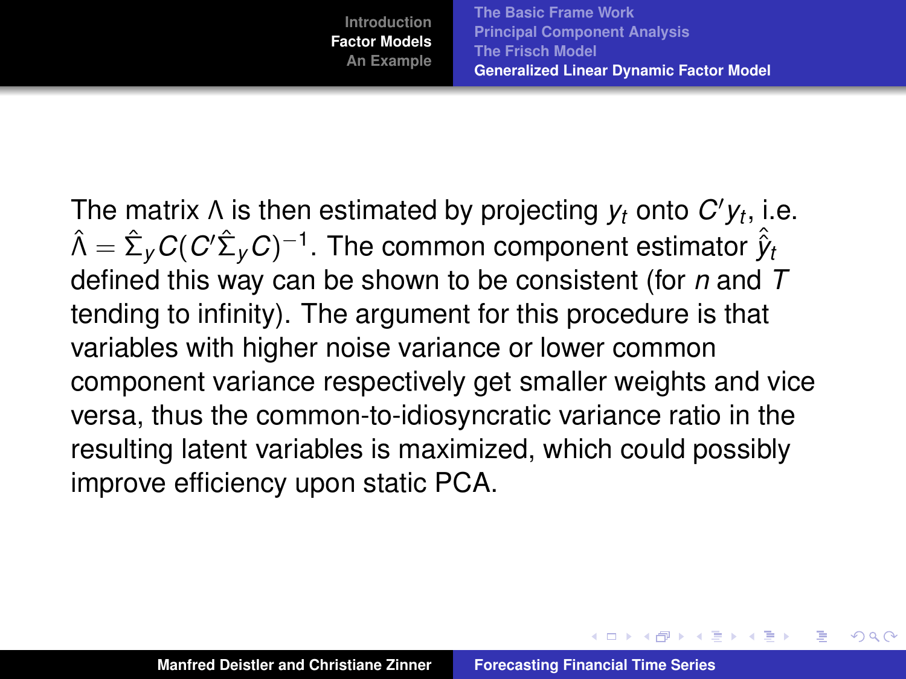The matrix $\Lambda$ is then estimated by projecting $y_t$ onto $C'y_t$, i.e. $\hat{\Lambda} = \hat{\Sigma}_y C(C'\hat{\Sigma}_y C)^{-1}$. The common component estimator $\hat{\hat{y}}_t$ defined this way can be shown to be consistent (for $n$ and $T$ tending to infinity). The argument for this procedure is that variables with higher noise variance or lower common component variance respectively get smaller weights and vice versa, thus the common-to-idiosyncratic variance ratio in the resulting latent variables is maximized, which could possibly improve efficiency upon static PCA.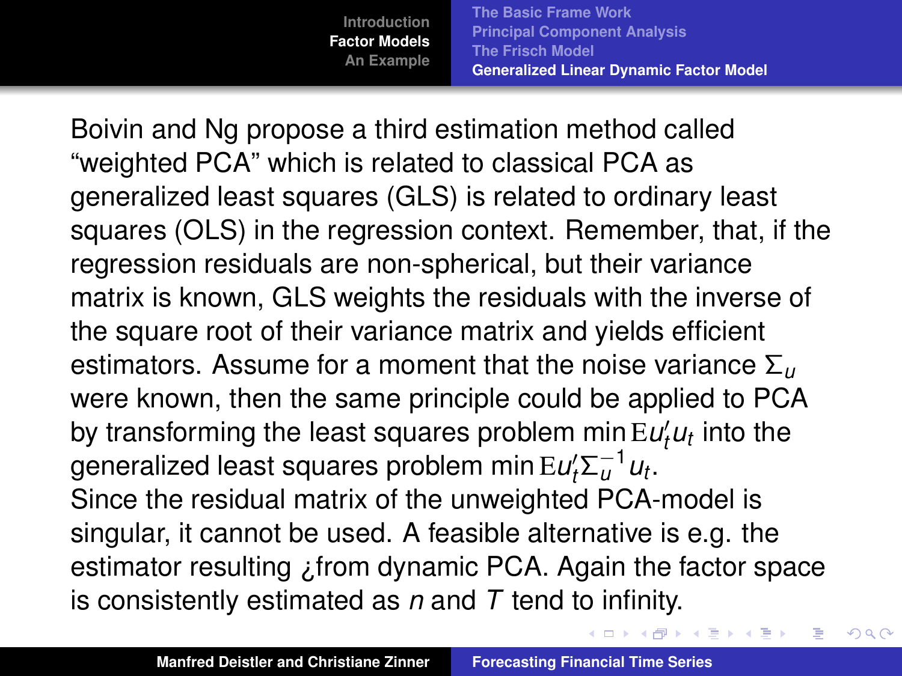Boivin and Ng propose a third estimation method called "weighted PCA" which is related to classical PCA as generalized least squares (GLS) is related to ordinary least squares (OLS) in the regression context. Remember, that, if the regression residuals are non-spherical, but their variance matrix is known, GLS weights the residuals with the inverse of the square root of their variance matrix and yields efficient estimators. Assume for a moment that the noise variance $\Sigma_u$ were known, then the same principle could be applied to PCA by transforming the least squares problem $\min \mathrm{E} u_t' u_t$ into the generalized least squares problem $\min \mathrm{E} u_t' \Sigma_u^{-1} u_t$.
Since the residual matrix of the unweighted PCA-model is singular, it cannot be used. A feasible alternative is e.g. the estimator resulting ¿from dynamic PCA. Again the factor space is consistently estimated as $n$ and $T$ tend to infinity.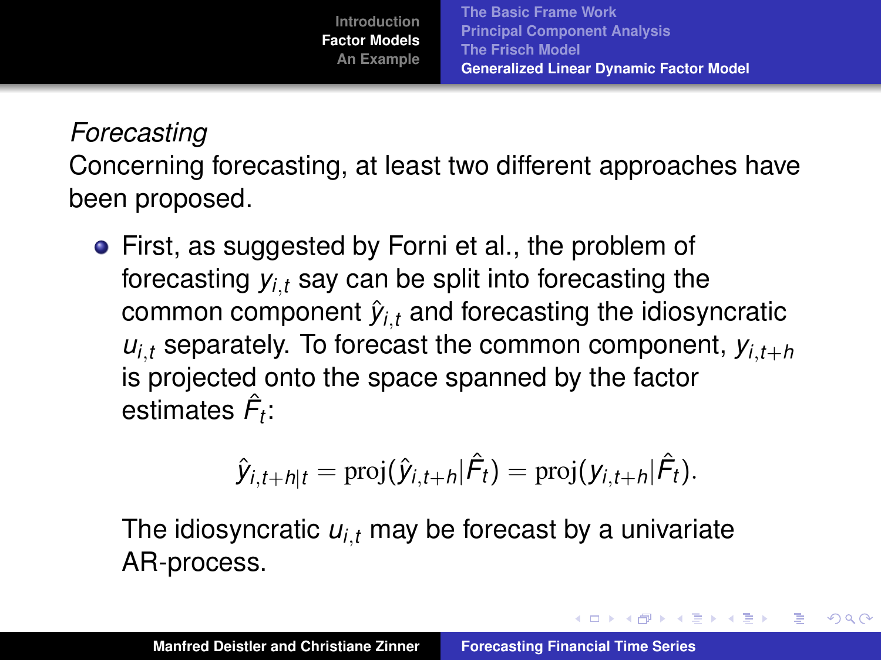*Forecasting*

Concerning forecasting, at least two different approaches have been proposed.

- First, as suggested by Forni et al., the problem of forecasting $y_{i,t}$ say can be split into forecasting the common component $\hat{y}_{i,t}$ and forecasting the idiosyncratic $u_{i,t}$ separately. To forecast the common component, $y_{i,t+h}$ is projected onto the space spanned by the factor estimates $\hat{F}_t$:

$$\hat{y}_{i,t+h|t} = \text{proj}(\hat{y}_{i,t+h}|\hat{F}_t) = \text{proj}(y_{i,t+h}|\hat{F}_t).$$

  The idiosyncratic $u_{i,t}$ may be forecast by a univariate AR-process.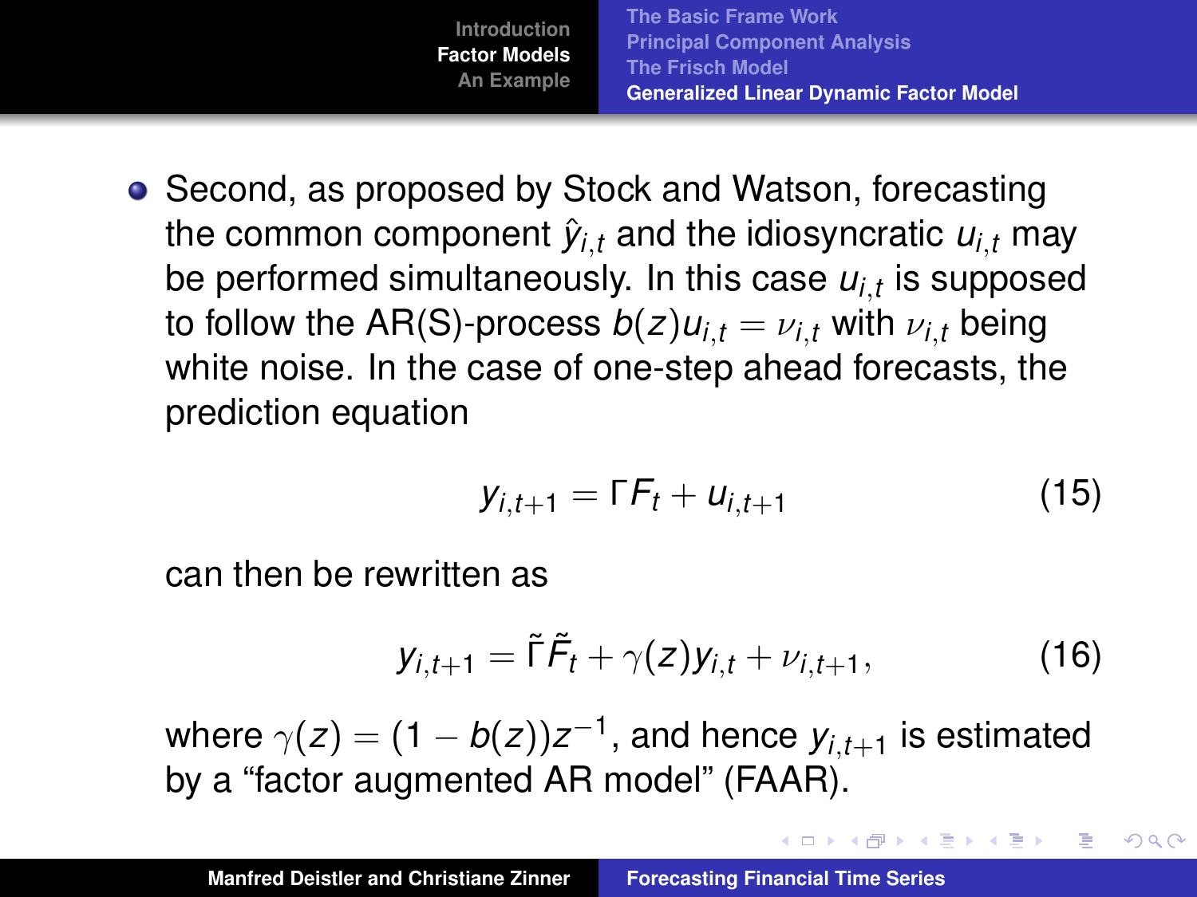- Second, as proposed by Stock and Watson, forecasting the common component $\hat{y}_{i,t}$ and the idiosyncratic $u_{i,t}$ may be performed simultaneously. In this case $u_{i,t}$ is supposed to follow the AR(S)-process $b(z)u_{i,t} = \nu_{i,t}$ with $\nu_{i,t}$ being white noise. In the case of one-step ahead forecasts, the prediction equation

$$y_{i,t+1} = \Gamma F_t + u_{i,t+1} \tag{15}$$

can then be rewritten as

$$y_{i,t+1} = \tilde{\Gamma}\tilde{F}_t + \gamma(z)y_{i,t} + \nu_{i,t+1}, \tag{16}$$

where $\gamma(z) = (1 - b(z))z^{-1}$, and hence $y_{i,t+1}$ is estimated by a “factor augmented AR model” (FAAR).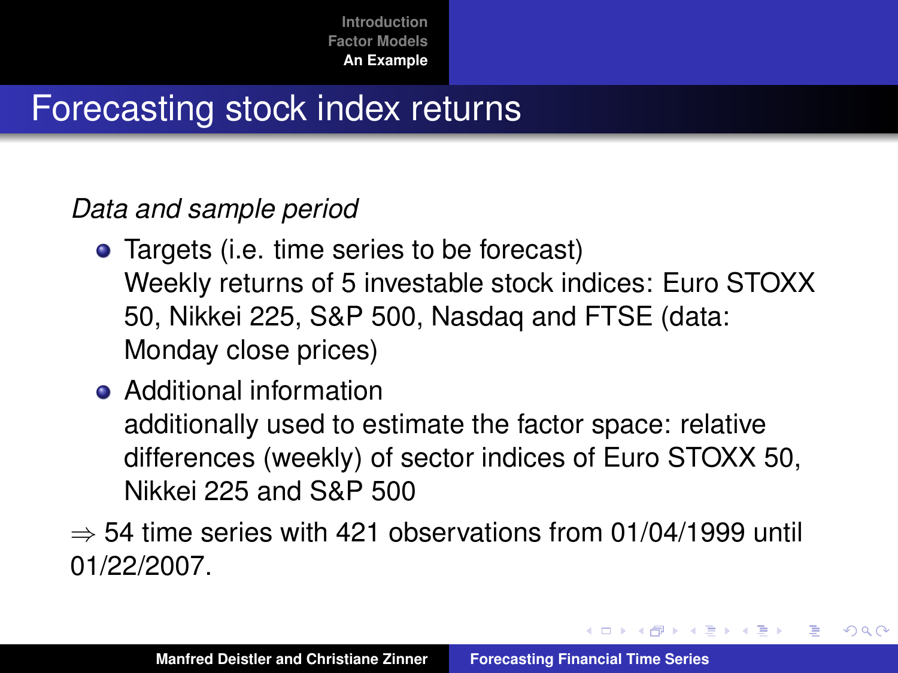# Forecasting stock index returns

*Data and sample period*

- Targets (i.e. time series to be forecast)
  Weekly returns of 5 investable stock indices: Euro STOXX 50, Nikkei 225, S&P 500, Nasdaq and FTSE (data: Monday close prices)
- Additional information
  additionally used to estimate the factor space: relative differences (weekly) of sector indices of Euro STOXX 50, Nikkei 225 and S&P 500

$\Rightarrow$ 54 time series with 421 observations from 01/04/1999 until 01/22/2007.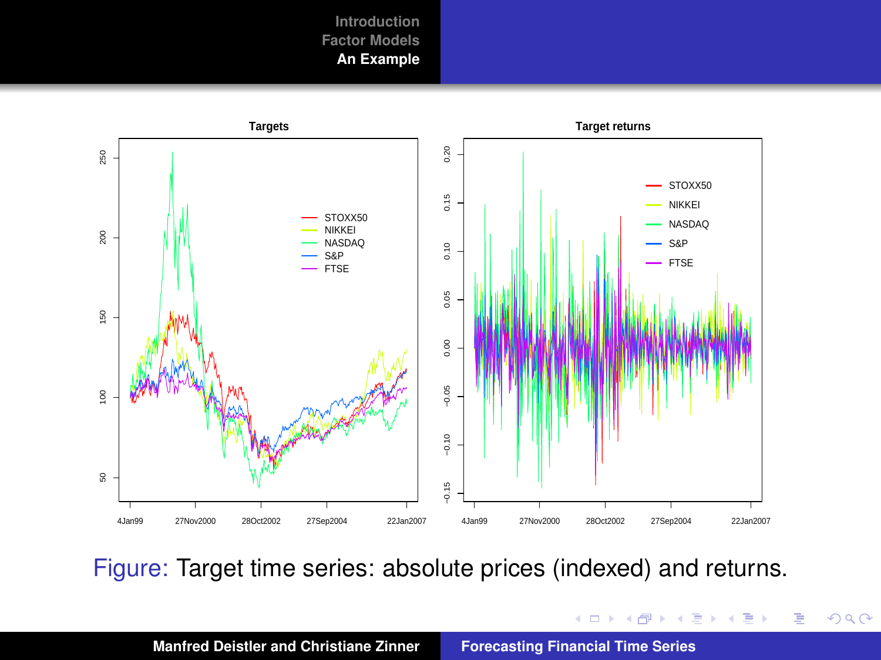Figure: Target time series: absolute prices (indexed) and returns.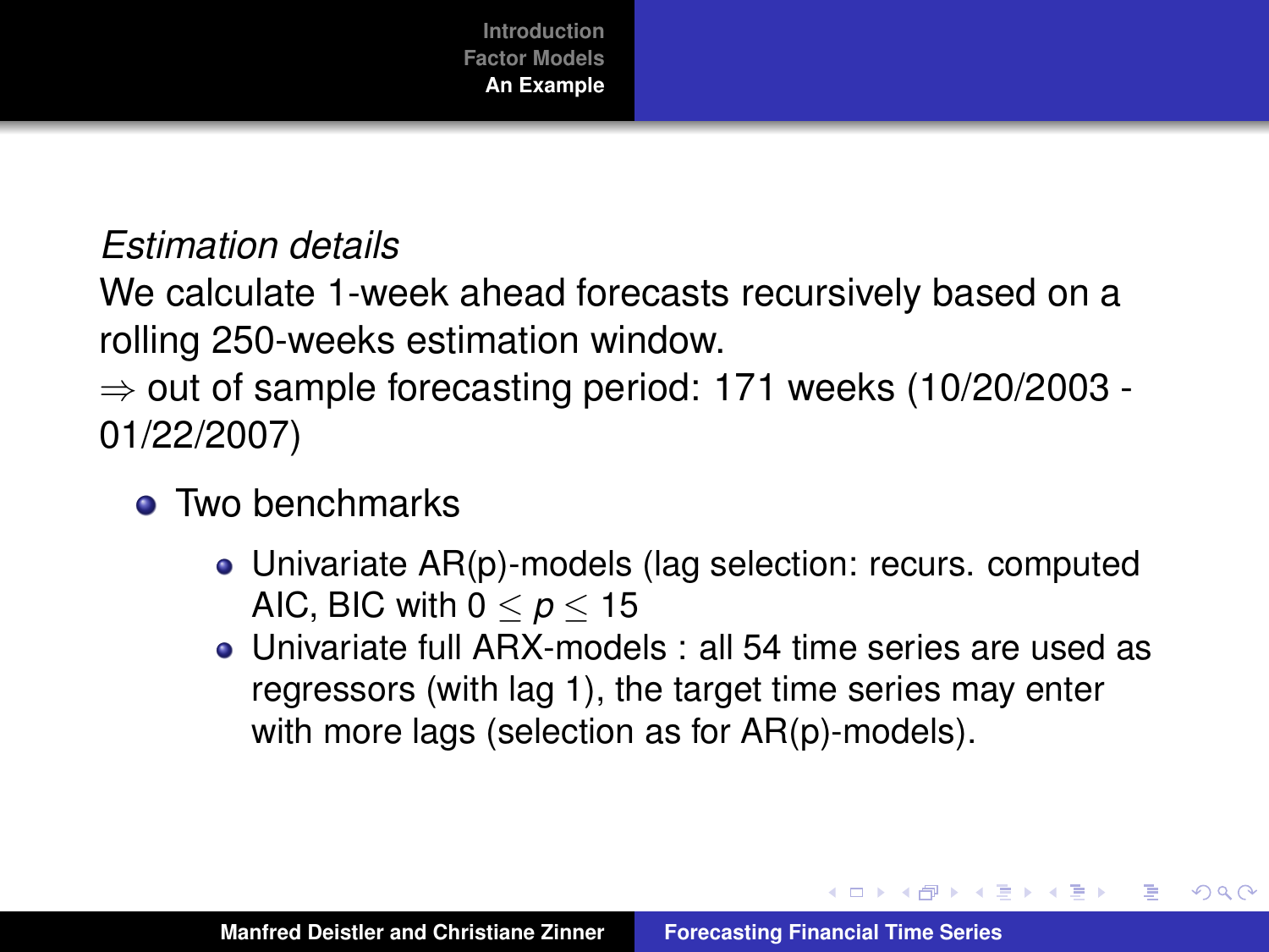*Estimation details*

We calculate 1-week ahead forecasts recursively based on a rolling 250-weeks estimation window.

$\Rightarrow$ out of sample forecasting period: 171 weeks (10/20/2003 - 01/22/2007)

- Two benchmarks
  - Univariate AR(p)-models (lag selection: recurs. computed AIC, BIC with $0 \leq p \leq 15$
  - Univariate full ARX-models : all 54 time series are used as regressors (with lag 1), the target time series may enter with more lags (selection as for AR(p)-models).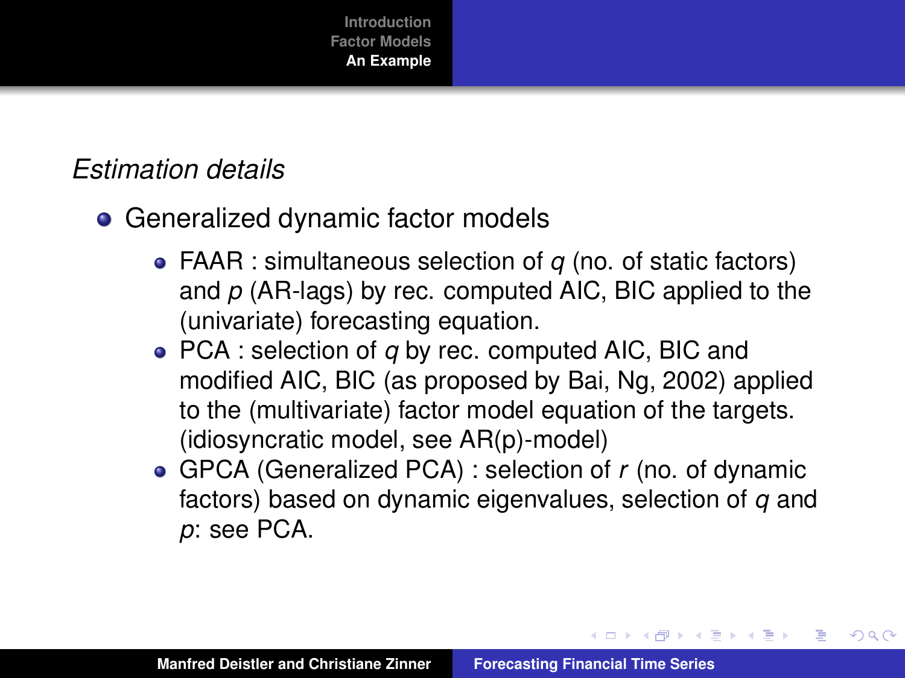*Estimation details*

- Generalized dynamic factor models
  - FAAR : simultaneous selection of $q$ (no. of static factors) and $p$ (AR-lags) by rec. computed AIC, BIC applied to the (univariate) forecasting equation.
  - PCA : selection of $q$ by rec. computed AIC, BIC and modified AIC, BIC (as proposed by Bai, Ng, 2002) applied to the (multivariate) factor model equation of the targets. (idiosyncratic model, see AR(p)-model)
  - GPCA (Generalized PCA) : selection of $r$ (no. of dynamic factors) based on dynamic eigenvalues, selection of $q$ and $p$: see PCA.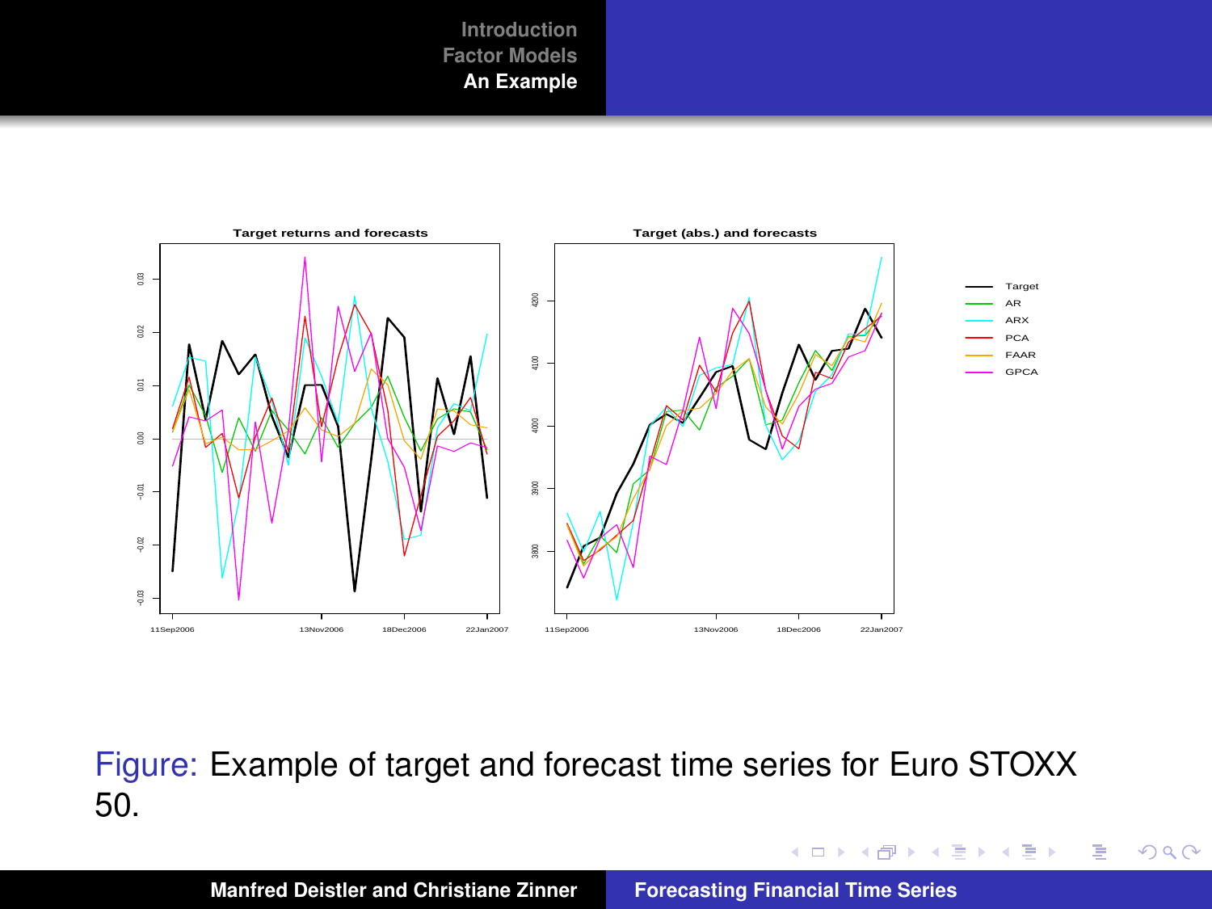Figure: Example of target and forecast time series for Euro STOXX 50.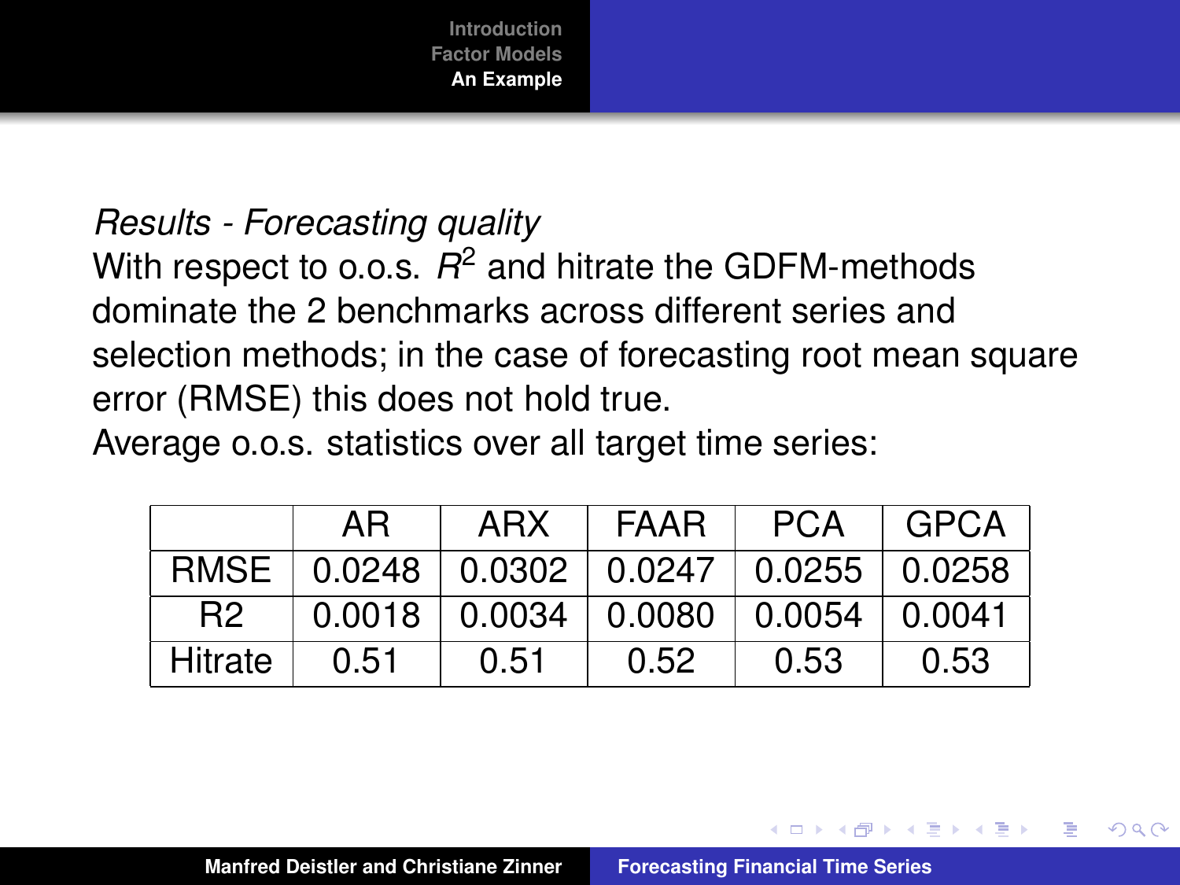*Results - Forecasting quality*

With respect to o.o.s. $R^2$ and hitrate the GDFM-methods dominate the 2 benchmarks across different series and selection methods; in the case of forecasting root mean square error (RMSE) this does not hold true.

Average o.o.s. statistics over all target time series:

| | AR | ARX | FAAR | PCA | GPCA |
|---|---|---|---|---|---|
| RMSE | 0.0248 | 0.0302 | 0.0247 | 0.0255 | 0.0258 |
| R2 | 0.0018 | 0.0034 | 0.0080 | 0.0054 | 0.0041 |
| Hitrate | 0.51 | 0.51 | 0.52 | 0.53 | 0.53 |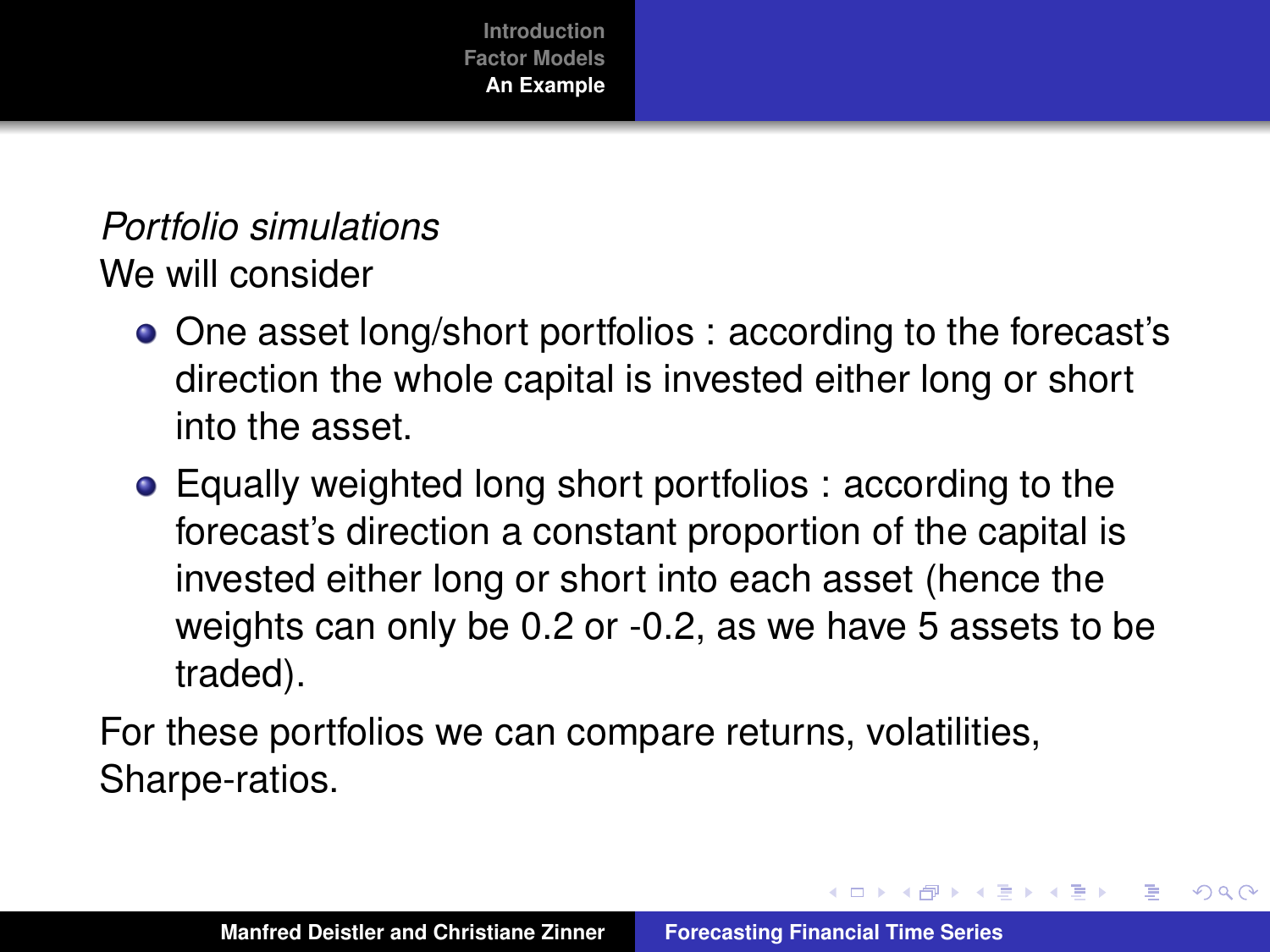*Portfolio simulations*

We will consider

- One asset long/short portfolios : according to the forecast's direction the whole capital is invested either long or short into the asset.
- Equally weighted long short portfolios : according to the forecast's direction a constant proportion of the capital is invested either long or short into each asset (hence the weights can only be 0.2 or -0.2, as we have 5 assets to be traded).

For these portfolios we can compare returns, volatilities, Sharpe-ratios.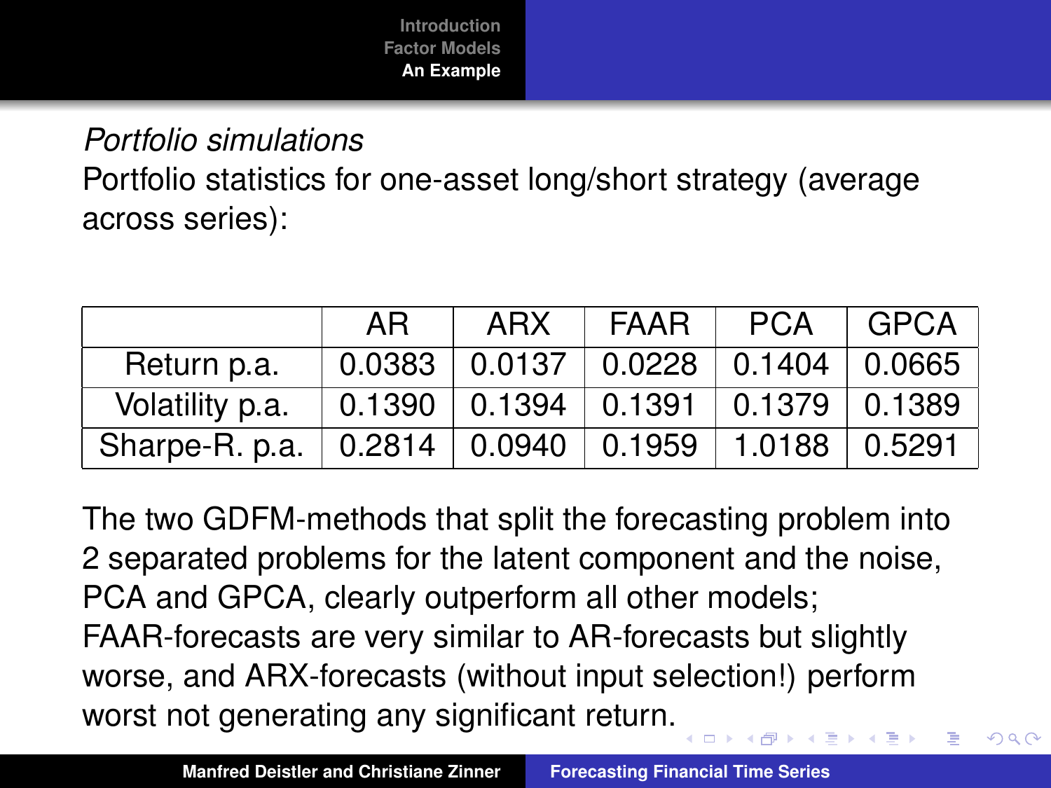*Portfolio simulations*

Portfolio statistics for one-asset long/short strategy (average across series):

| | AR | ARX | FAAR | PCA | GPCA |
|---|---|---|---|---|---|
| Return p.a. | 0.0383 | 0.0137 | 0.0228 | 0.1404 | 0.0665 |
| Volatility p.a. | 0.1390 | 0.1394 | 0.1391 | 0.1379 | 0.1389 |
| Sharpe-R. p.a. | 0.2814 | 0.0940 | 0.1959 | 1.0188 | 0.5291 |

The two GDFM-methods that split the forecasting problem into 2 separated problems for the latent component and the noise, PCA and GPCA, clearly outperform all other models; FAAR-forecasts are very similar to AR-forecasts but slightly worse, and ARX-forecasts (without input selection!) perform worst not generating any significant return.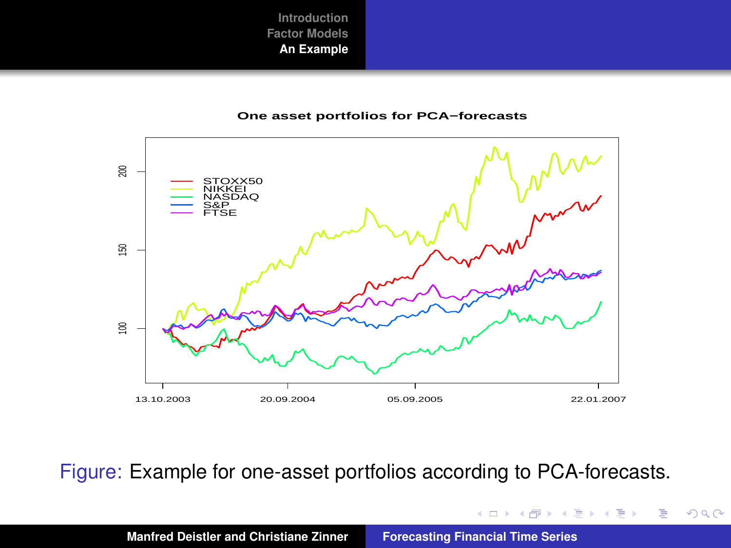**One asset portfolios for PCA−forecasts**

Figure: Example for one-asset portfolios according to PCA-forecasts.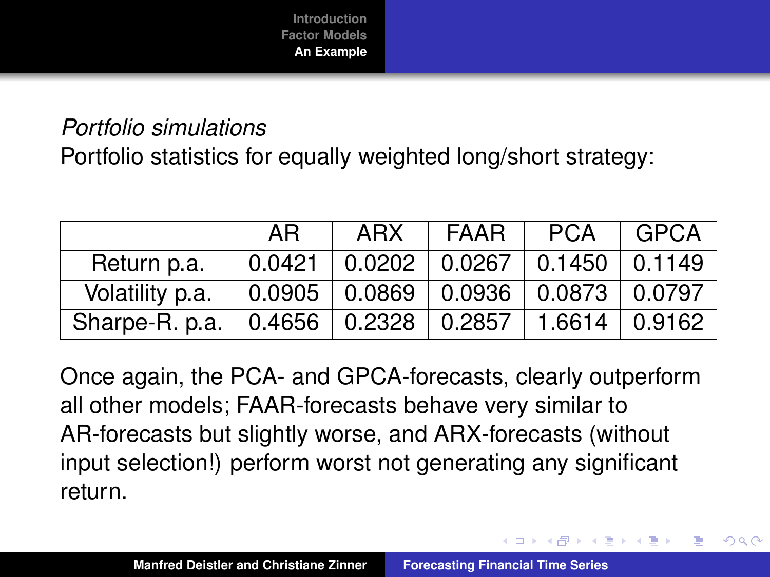*Portfolio simulations*

Portfolio statistics for equally weighted long/short strategy:

| | AR | ARX | FAAR | PCA | GPCA |
|---|---|---|---|---|---|
| Return p.a. | 0.0421 | 0.0202 | 0.0267 | 0.1450 | 0.1149 |
| Volatility p.a. | 0.0905 | 0.0869 | 0.0936 | 0.0873 | 0.0797 |
| Sharpe-R. p.a. | 0.4656 | 0.2328 | 0.2857 | 1.6614 | 0.9162 |

Once again, the PCA- and GPCA-forecasts, clearly outperform all other models; FAAR-forecasts behave very similar to AR-forecasts but slightly worse, and ARX-forecasts (without input selection!) perform worst not generating any significant return.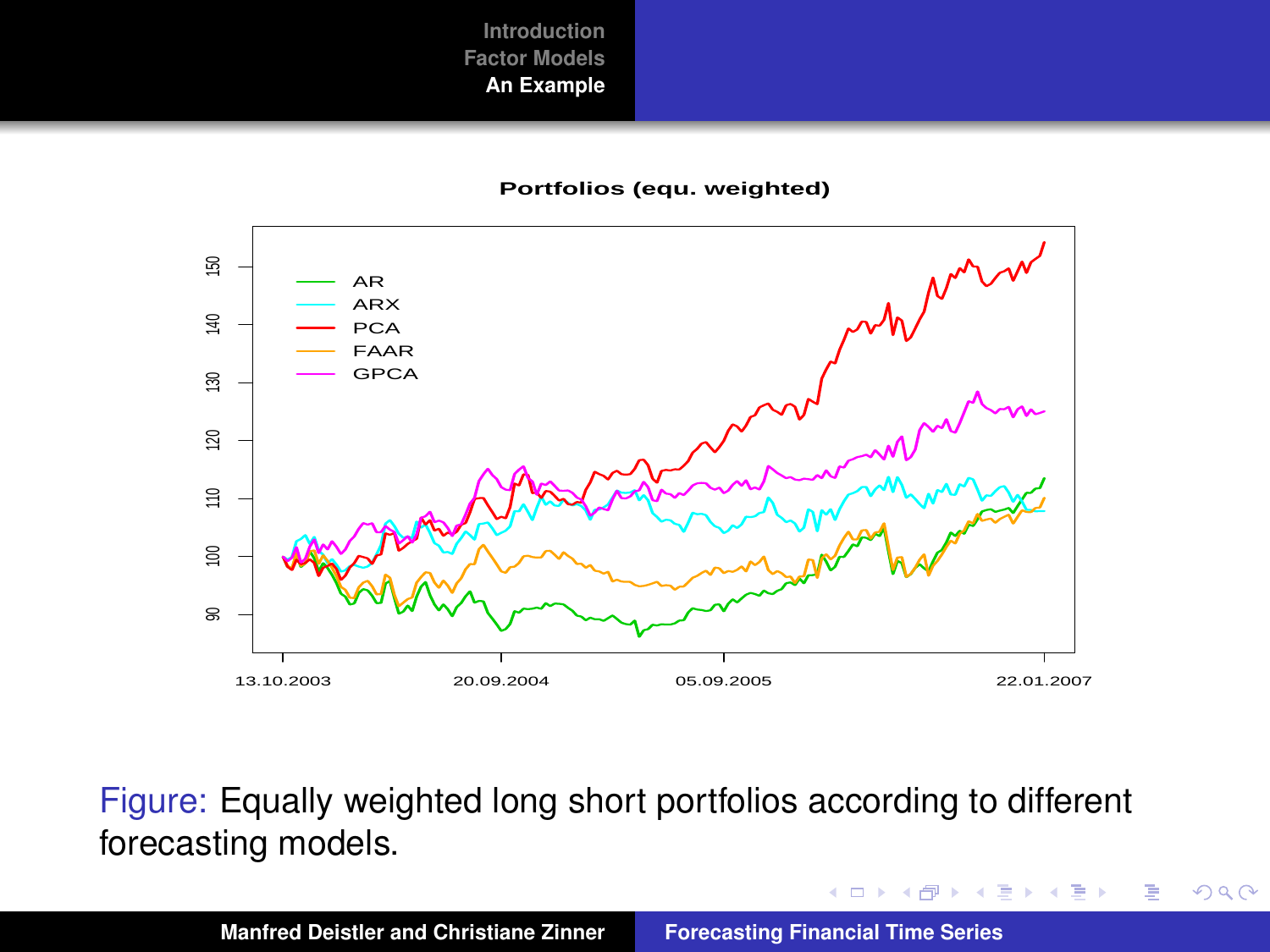Portfolios (equ. weighted)

Figure: Equally weighted long short portfolios according to different forecasting models.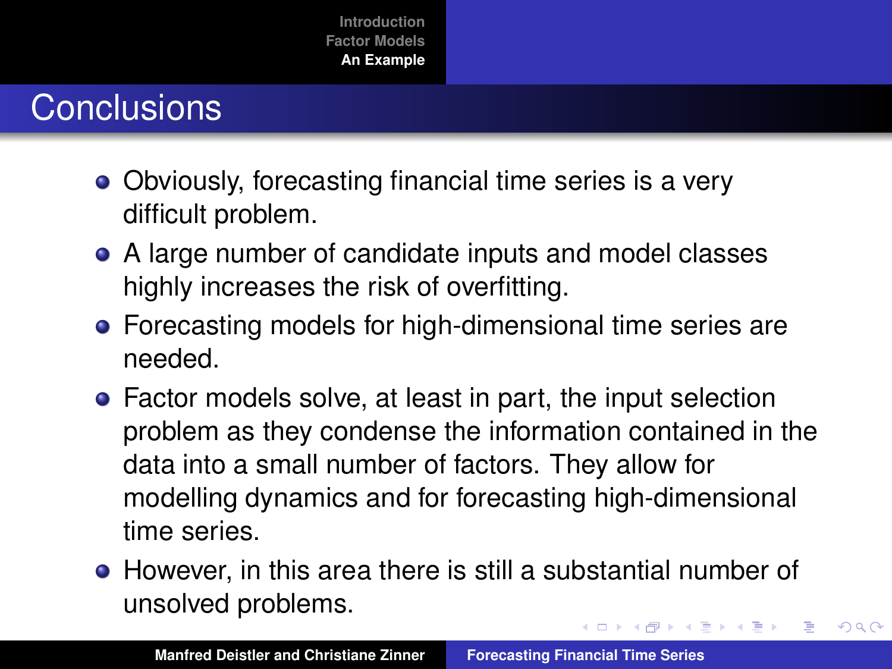# Conclusions

- Obviously, forecasting financial time series is a very difficult problem.
- A large number of candidate inputs and model classes highly increases the risk of overfitting.
- Forecasting models for high-dimensional time series are needed.
- Factor models solve, at least in part, the input selection problem as they condense the information contained in the data into a small number of factors. They allow for modelling dynamics and for forecasting high-dimensional time series.
- However, in this area there is still a substantial number of unsolved problems.